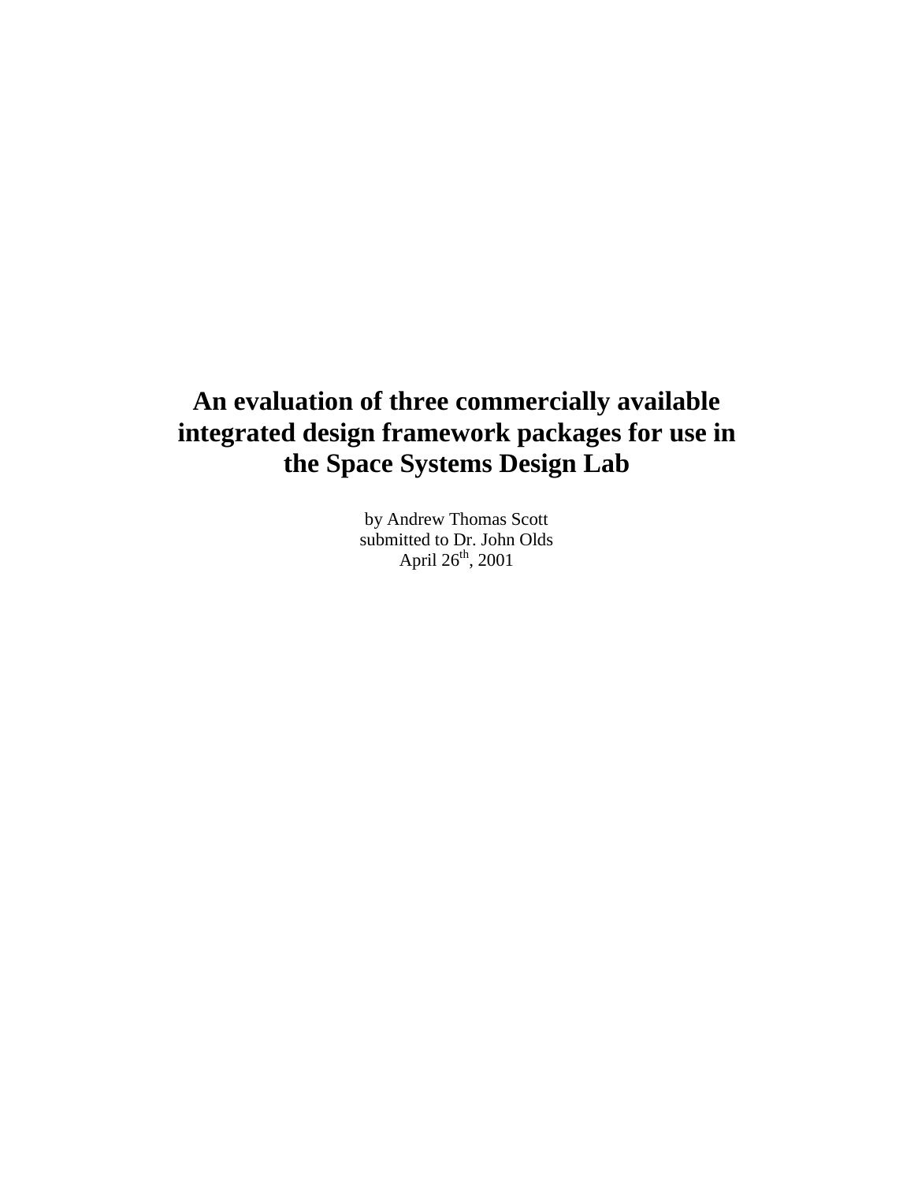# An evaluation of three commercially available integrated design framework packages for use in the Space Systems Design Lab

by Andrew Thomas Scott
submitted to Dr. John Olds
April 26th, 2001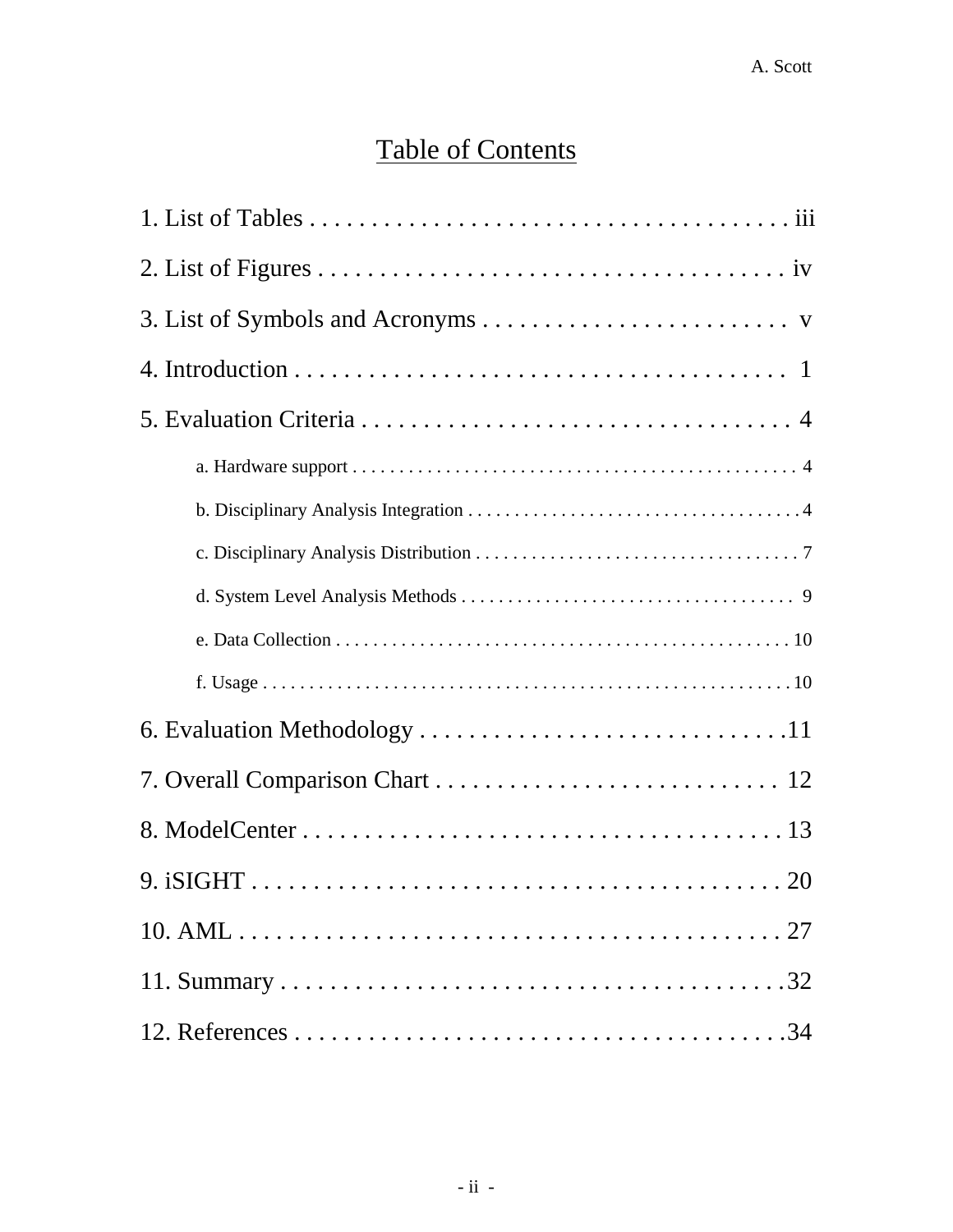# Table of Contents

1. List of Tables . . . . . . . . . . . . . . . . . . . . . . . . . . . . . . . . . . . . . . . iii
2. List of Figures . . . . . . . . . . . . . . . . . . . . . . . . . . . . . . . . . . . . . . iv
3. List of Symbols and Acronyms . . . . . . . . . . . . . . . . . . . . . . . . . v
4. Introduction . . . . . . . . . . . . . . . . . . . . . . . . . . . . . . . . . . . . . . . 1
5. Evaluation Criteria . . . . . . . . . . . . . . . . . . . . . . . . . . . . . . . . . . . 4
    a. Hardware support . . . . . . . . . . . . . . . . . . . . . . . . . . . . . . . . . . . . . . . . . . . . . . . 4
    b. Disciplinary Analysis Integration . . . . . . . . . . . . . . . . . . . . . . . . . . . . . . . . . . 4
    c. Disciplinary Analysis Distribution . . . . . . . . . . . . . . . . . . . . . . . . . . . . . . . . . 7
    d. System Level Analysis Methods . . . . . . . . . . . . . . . . . . . . . . . . . . . . . . . . . . . 9
    e. Data Collection . . . . . . . . . . . . . . . . . . . . . . . . . . . . . . . . . . . . . . . . . . . . . . . . 10
    f. Usage . . . . . . . . . . . . . . . . . . . . . . . . . . . . . . . . . . . . . . . . . . . . . . . . . . . . . . . 10
6. Evaluation Methodology . . . . . . . . . . . . . . . . . . . . . . . . . . . . . .11
7. Overall Comparison Chart . . . . . . . . . . . . . . . . . . . . . . . . . . . . 12
8. ModelCenter . . . . . . . . . . . . . . . . . . . . . . . . . . . . . . . . . . . . . . . 13
9. iSIGHT . . . . . . . . . . . . . . . . . . . . . . . . . . . . . . . . . . . . . . . . . . . 20
10. AML . . . . . . . . . . . . . . . . . . . . . . . . . . . . . . . . . . . . . . . . . . . . 27
11. Summary . . . . . . . . . . . . . . . . . . . . . . . . . . . . . . . . . . . . . . . . .32
12. References . . . . . . . . . . . . . . . . . . . . . . . . . . . . . . . . . . . . . . .34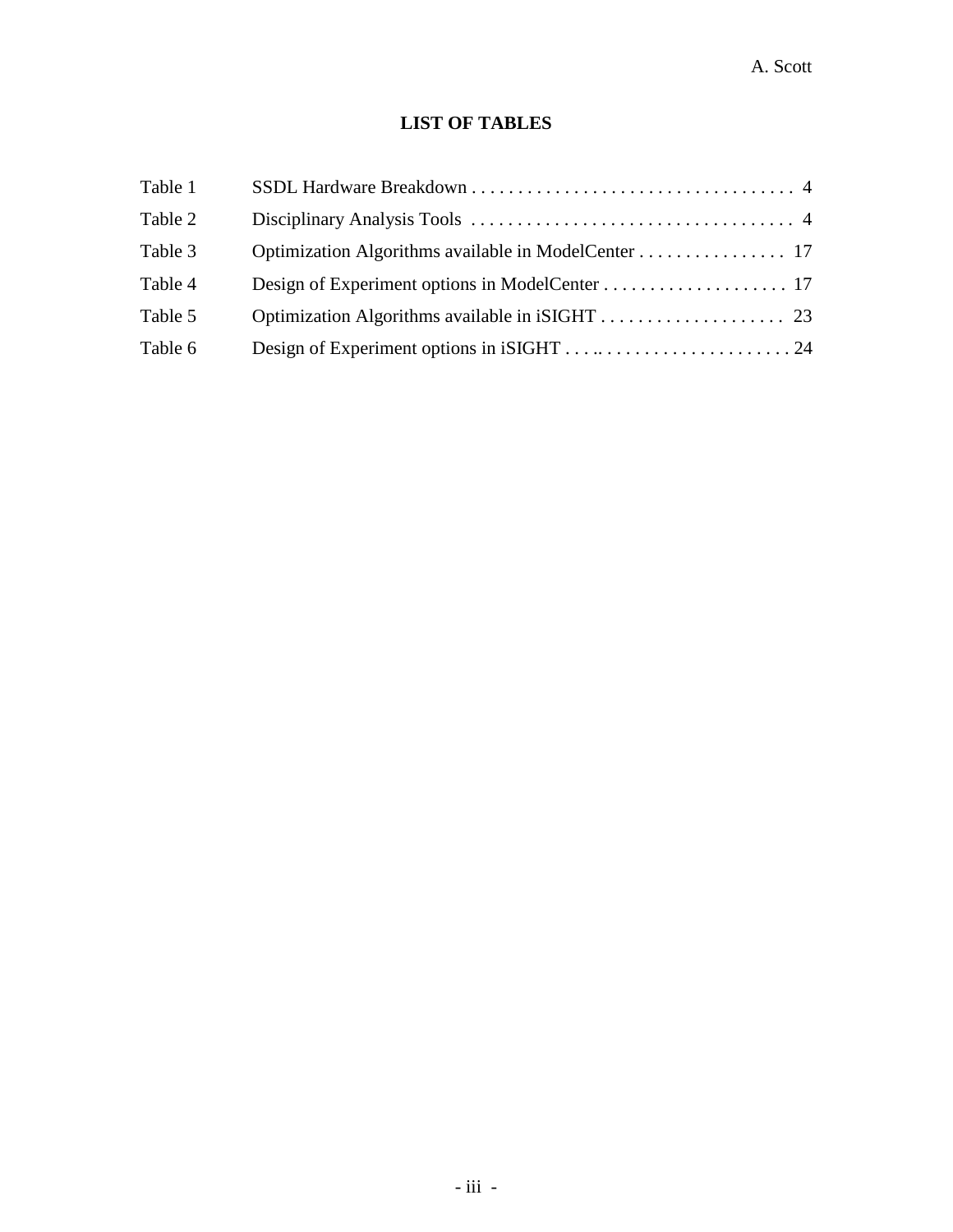## LIST OF TABLES

| | | |
|---|---|---|
| Table 1 | SSDL Hardware Breakdown | 4 |
| Table 2 | Disciplinary Analysis Tools | 4 |
| Table 3 | Optimization Algorithms available in ModelCenter | 17 |
| Table 4 | Design of Experiment options in ModelCenter | 17 |
| Table 5 | Optimization Algorithms available in iSIGHT | 23 |
| Table 6 | Design of Experiment options in iSIGHT | 24 |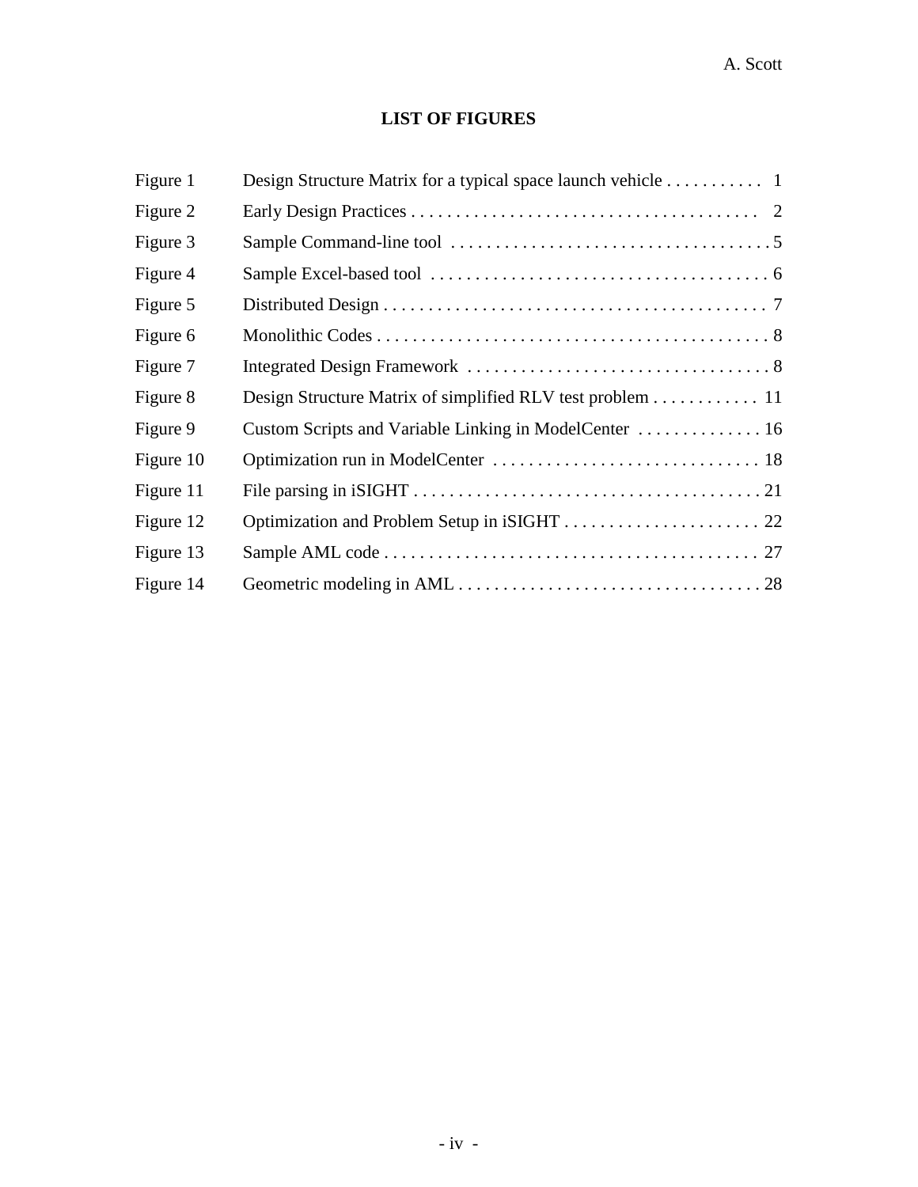## LIST OF FIGURES

| | | |
|---|---|---|
| Figure 1 | Design Structure Matrix for a typical space launch vehicle | 1 |
| Figure 2 | Early Design Practices | 2 |
| Figure 3 | Sample Command-line tool | 5 |
| Figure 4 | Sample Excel-based tool | 6 |
| Figure 5 | Distributed Design | 7 |
| Figure 6 | Monolithic Codes | 8 |
| Figure 7 | Integrated Design Framework | 8 |
| Figure 8 | Design Structure Matrix of simplified RLV test problem | 11 |
| Figure 9 | Custom Scripts and Variable Linking in ModelCenter | 16 |
| Figure 10 | Optimization run in ModelCenter | 18 |
| Figure 11 | File parsing in iSIGHT | 21 |
| Figure 12 | Optimization and Problem Setup in iSIGHT | 22 |
| Figure 13 | Sample AML code | 27 |
| Figure 14 | Geometric modeling in AML | 28 |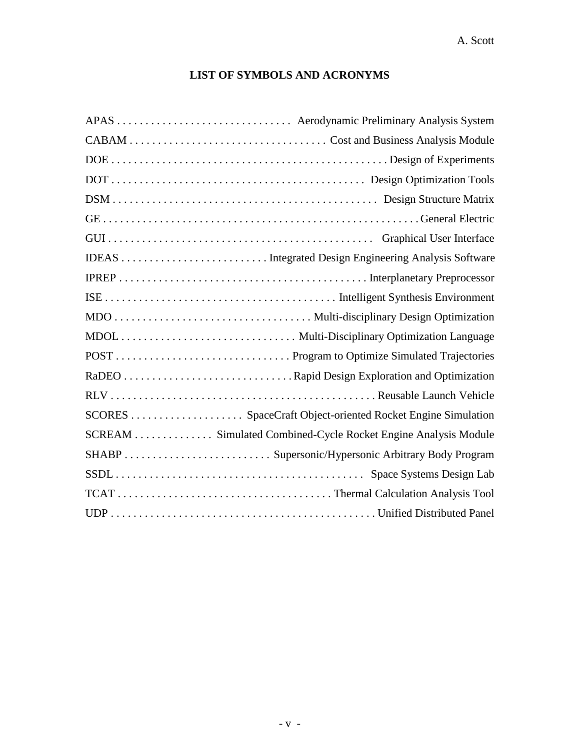## LIST OF SYMBOLS AND ACRONYMS

APAS . . . . . . . . . . . . . . . . . . . . . . . . . . . . . . . Aerodynamic Preliminary Analysis System
CABAM . . . . . . . . . . . . . . . . . . . . . . . . . . . . . . . . . . Cost and Business Analysis Module
DOE . . . . . . . . . . . . . . . . . . . . . . . . . . . . . . . . . . . . . . . . . . . . . . . . Design of Experiments
DOT . . . . . . . . . . . . . . . . . . . . . . . . . . . . . . . . . . . . . . . . . . . . . Design Optimization Tools
DSM . . . . . . . . . . . . . . . . . . . . . . . . . . . . . . . . . . . . . . . . . . . . . . Design Structure Matrix
GE . . . . . . . . . . . . . . . . . . . . . . . . . . . . . . . . . . . . . . . . . . . . . . . . . . . . . . General Electric
GUI . . . . . . . . . . . . . . . . . . . . . . . . . . . . . . . . . . . . . . . . . . . . . . Graphical User Interface
IDEAS . . . . . . . . . . . . . . . . . . . . . . . . . . Integrated Design Engineering Analysis Software
IPREP . . . . . . . . . . . . . . . . . . . . . . . . . . . . . . . . . . . . . . . . . . . . Interplanetary Preprocessor
ISE . . . . . . . . . . . . . . . . . . . . . . . . . . . . . . . . . . . . . . . . Intelligent Synthesis Environment
MDO . . . . . . . . . . . . . . . . . . . . . . . . . . . . . . . . . . Multi-disciplinary Design Optimization
MDOL . . . . . . . . . . . . . . . . . . . . . . . . . . . . . . Multi-Disciplinary Optimization Language
POST . . . . . . . . . . . . . . . . . . . . . . . . . . . . . . . Program to Optimize Simulated Trajectories
RaDEO . . . . . . . . . . . . . . . . . . . . . . . . . . . . . . Rapid Design Exploration and Optimization
RLV . . . . . . . . . . . . . . . . . . . . . . . . . . . . . . . . . . . . . . . . . . . . . . . Reusable Launch Vehicle
SCORES . . . . . . . . . . . . . . . . . . . . SpaceCraft Object-oriented Rocket Engine Simulation
SCREAM . . . . . . . . . . . . . Simulated Combined-Cycle Rocket Engine Analysis Module
SHABP . . . . . . . . . . . . . . . . . . . . . . . . . . Supersonic/Hypersonic Arbitrary Body Program
SSDL . . . . . . . . . . . . . . . . . . . . . . . . . . . . . . . . . . . . . . . . . . . . Space Systems Design Lab
TCAT . . . . . . . . . . . . . . . . . . . . . . . . . . . . . . . . . . . . . Thermal Calculation Analysis Tool
UDP . . . . . . . . . . . . . . . . . . . . . . . . . . . . . . . . . . . . . . . . . . . . . . . Unified Distributed Panel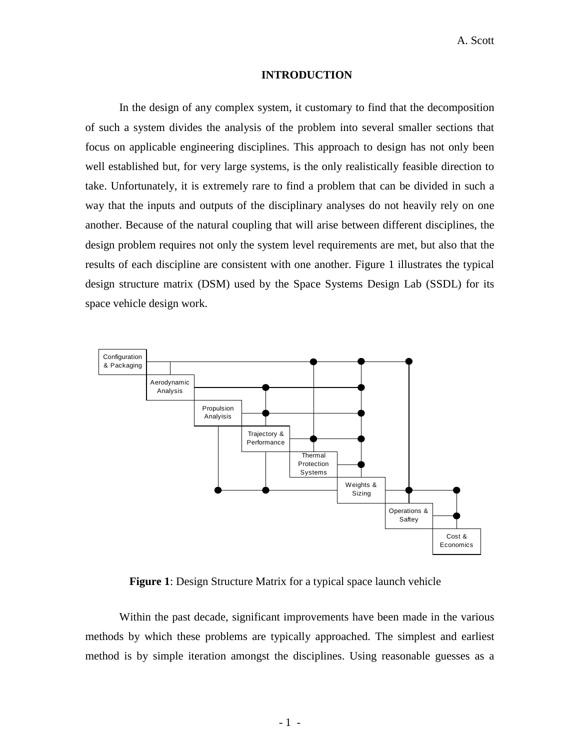## INTRODUCTION

In the design of any complex system, it customary to find that the decomposition of such a system divides the analysis of the problem into several smaller sections that focus on applicable engineering disciplines. This approach to design has not only been well established but, for very large systems, is the only realistically feasible direction to take. Unfortunately, it is extremely rare to find a problem that can be divided in such a way that the inputs and outputs of the disciplinary analyses do not heavily rely on one another. Because of the natural coupling that will arise between different disciplines, the design problem requires not only the system level requirements are met, but also that the results of each discipline are consistent with one another. Figure 1 illustrates the typical design structure matrix (DSM) used by the Space Systems Design Lab (SSDL) for its space vehicle design work.

Configuration & Packaging

Aerodynamic Analysis

Propulsion Analyisis

Trajectory & Performance

Thermal Protection Systems

Weights & Sizing

Operations & Saftey

Cost & Economics

**Figure 1**: Design Structure Matrix for a typical space launch vehicle

Within the past decade, significant improvements have been made in the various methods by which these problems are typically approached. The simplest and earliest method is by simple iteration amongst the disciplines. Using reasonable guesses as a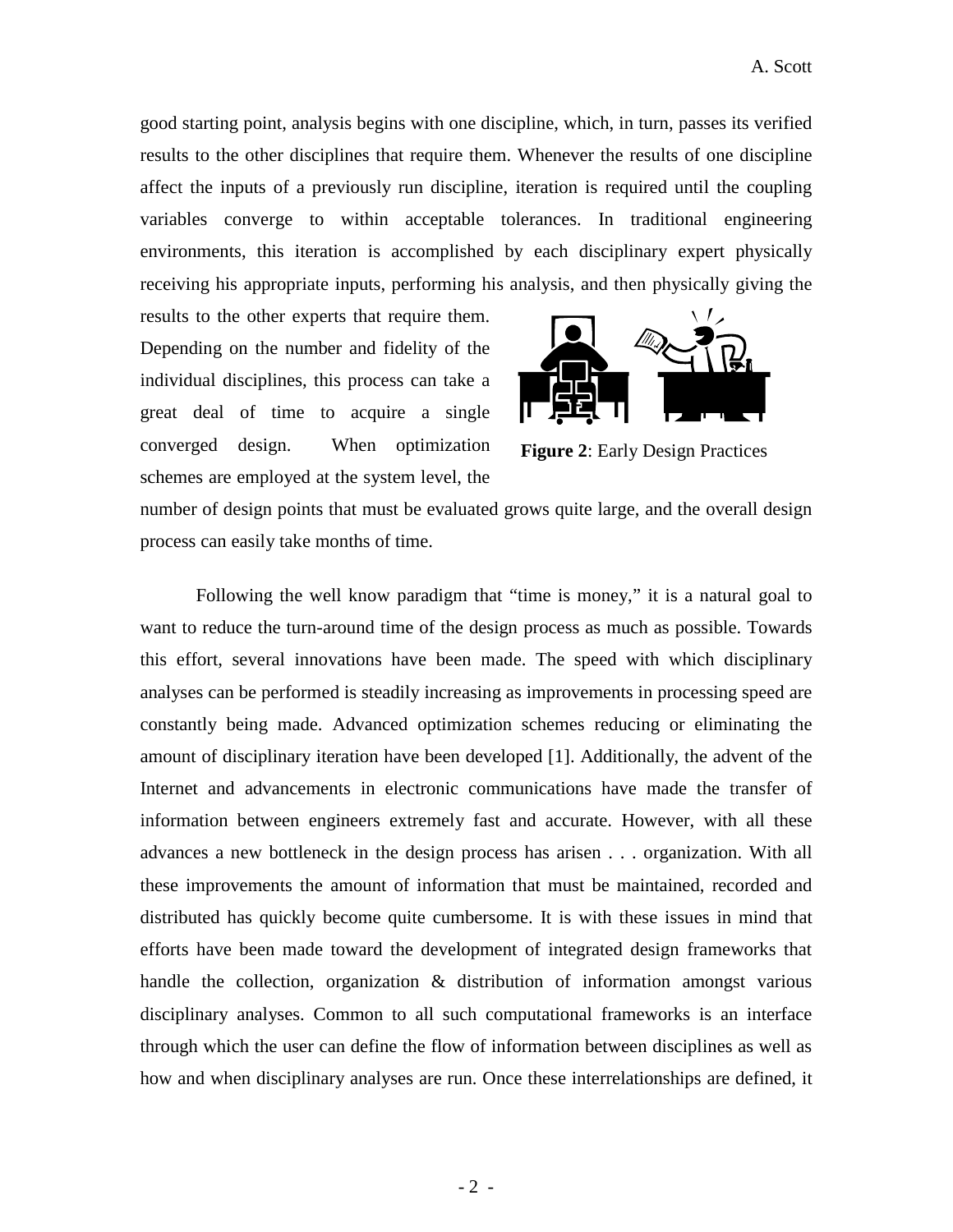good starting point, analysis begins with one discipline, which, in turn, passes its verified results to the other disciplines that require them. Whenever the results of one discipline affect the inputs of a previously run discipline, iteration is required until the coupling variables converge to within acceptable tolerances. In traditional engineering environments, this iteration is accomplished by each disciplinary expert physically receiving his appropriate inputs, performing his analysis, and then physically giving the results to the other experts that require them. Depending on the number and fidelity of the individual disciplines, this process can take a great deal of time to acquire a single converged design. When optimization schemes are employed at the system level, the number of design points that must be evaluated grows quite large, and the overall design process can easily take months of time.

**Figure 2**: Early Design Practices

Following the well know paradigm that "time is money," it is a natural goal to want to reduce the turn-around time of the design process as much as possible. Towards this effort, several innovations have been made. The speed with which disciplinary analyses can be performed is steadily increasing as improvements in processing speed are constantly being made. Advanced optimization schemes reducing or eliminating the amount of disciplinary iteration have been developed [1]. Additionally, the advent of the Internet and advancements in electronic communications have made the transfer of information between engineers extremely fast and accurate. However, with all these advances a new bottleneck in the design process has arisen . . . organization. With all these improvements the amount of information that must be maintained, recorded and distributed has quickly become quite cumbersome. It is with these issues in mind that efforts have been made toward the development of integrated design frameworks that handle the collection, organization & distribution of information amongst various disciplinary analyses. Common to all such computational frameworks is an interface through which the user can define the flow of information between disciplines as well as how and when disciplinary analyses are run. Once these interrelationships are defined, it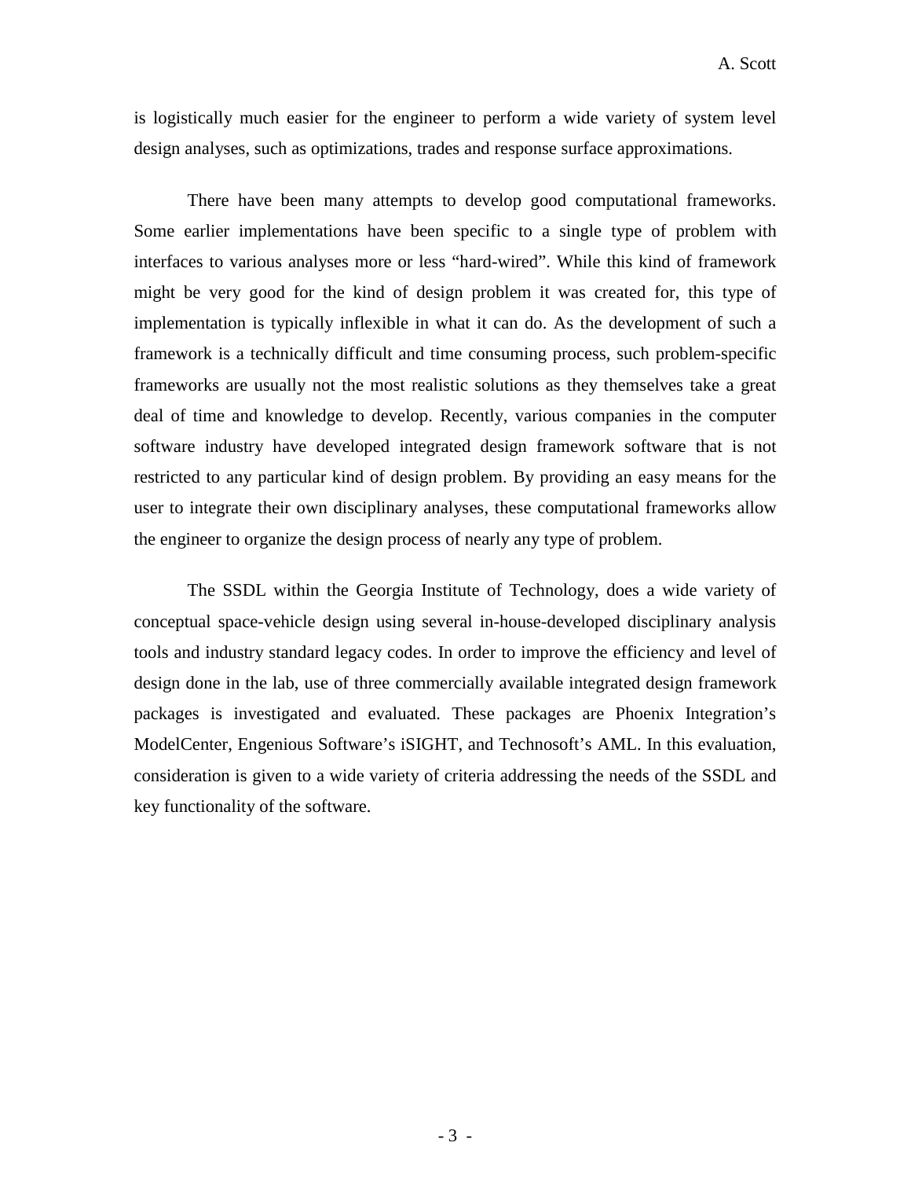is logistically much easier for the engineer to perform a wide variety of system level design analyses, such as optimizations, trades and response surface approximations.

There have been many attempts to develop good computational frameworks. Some earlier implementations have been specific to a single type of problem with interfaces to various analyses more or less "hard-wired". While this kind of framework might be very good for the kind of design problem it was created for, this type of implementation is typically inflexible in what it can do. As the development of such a framework is a technically difficult and time consuming process, such problem-specific frameworks are usually not the most realistic solutions as they themselves take a great deal of time and knowledge to develop. Recently, various companies in the computer software industry have developed integrated design framework software that is not restricted to any particular kind of design problem. By providing an easy means for the user to integrate their own disciplinary analyses, these computational frameworks allow the engineer to organize the design process of nearly any type of problem.

The SSDL within the Georgia Institute of Technology, does a wide variety of conceptual space-vehicle design using several in-house-developed disciplinary analysis tools and industry standard legacy codes. In order to improve the efficiency and level of design done in the lab, use of three commercially available integrated design framework packages is investigated and evaluated. These packages are Phoenix Integration's ModelCenter, Engenious Software's iSIGHT, and Technosoft's AML. In this evaluation, consideration is given to a wide variety of criteria addressing the needs of the SSDL and key functionality of the software.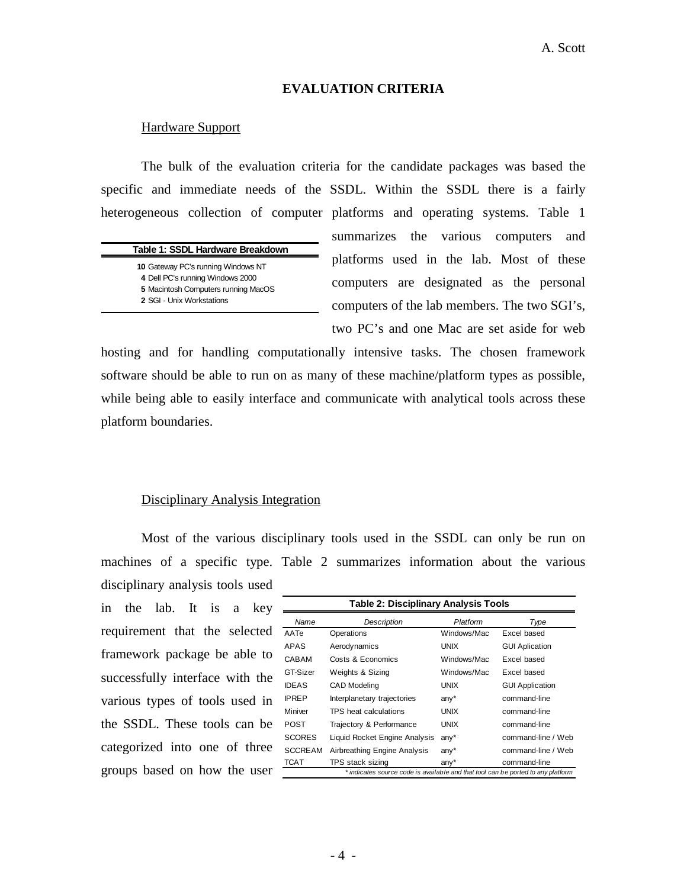## EVALUATION CRITERIA

### Hardware Support

The bulk of the evaluation criteria for the candidate packages was based the specific and immediate needs of the SSDL. Within the SSDL there is a fairly heterogeneous collection of computer platforms and operating systems. Table 1 summarizes the various computers and platforms used in the lab. Most of these computers are designated as the personal computers of the lab members. The two SGI's, two PC's and one Mac are set aside for web hosting and for handling computationally intensive tasks. The chosen framework software should be able to run on as many of these machine/platform types as possible, while being able to easily interface and communicate with analytical tools across these platform boundaries.

**Table 1: SSDL Hardware Breakdown**

| Count | Hardware |
|---|---|
| **10** | Gateway PC's running Windows NT |
| **4** | Dell PC's running Windows 2000 |
| **5** | Macintosh Computers running MacOS |
| **2** | SGI - Unix Workstations |

### Disciplinary Analysis Integration

Most of the various disciplinary tools used in the SSDL can only be run on machines of a specific type. Table 2 summarizes information about the various disciplinary analysis tools used in the lab. It is a key requirement that the selected framework package be able to successfully interface with the various types of tools used in the SSDL. These tools can be categorized into one of three groups based on how the user

**Table 2: Disciplinary Analysis Tools**

| *Name* | *Description* | *Platform* | *Type* |
|---|---|---|---|
| AATe | Operations | Windows/Mac | Excel based |
| APAS | Aerodynamics | UNIX | GUI Aplication |
| CABAM | Costs & Economics | Windows/Mac | Excel based |
| GT-Sizer | Weights & Sizing | Windows/Mac | Excel based |
| IDEAS | CAD Modeling | UNIX | GUI Application |
| IPREP | Interplanetary trajectories | any* | command-line |
| Miniver | TPS heat calculations | UNIX | command-line |
| POST | Trajectory & Performance | UNIX | command-line |
| SCORES | Liquid Rocket Engine Analysis | any* | command-line / Web |
| SCCREAM | Airbreathing Engine Analysis | any* | command-line / Web |
| TCAT | TPS stack sizing | any* | command-line |

*\* indicates source code is available and that tool can be ported to any platform*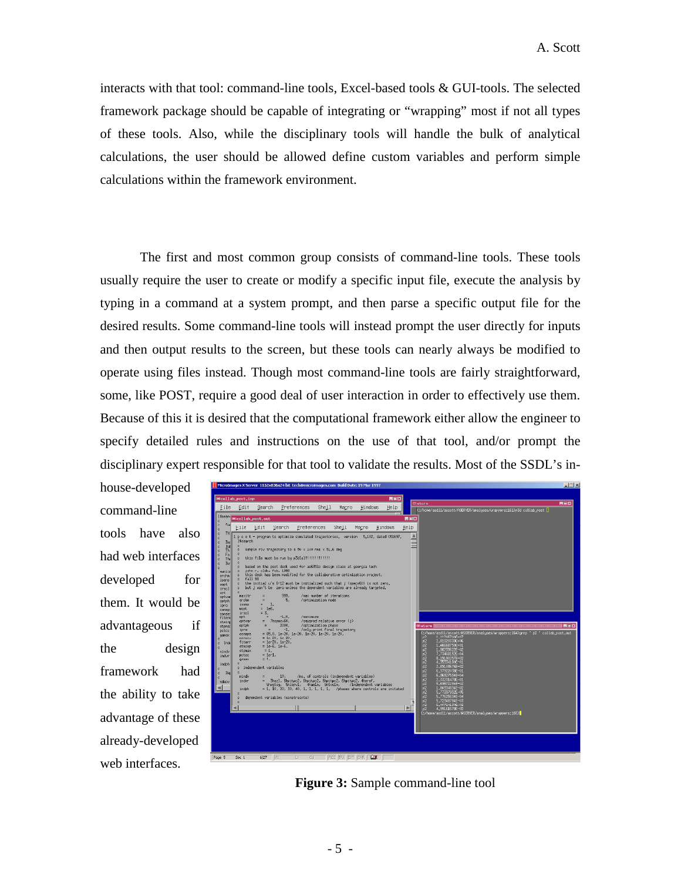interacts with that tool: command-line tools, Excel-based tools & GUI-tools. The selected framework package should be capable of integrating or "wrapping" most if not all types of these tools. Also, while the disciplinary tools will handle the bulk of analytical calculations, the user should be allowed define custom variables and perform simple calculations within the framework environment.

The first and most common group consists of command-line tools. These tools usually require the user to create or modify a specific input file, execute the analysis by typing in a command at a system prompt, and then parse a specific output file for the desired results. Some command-line tools will instead prompt the user directly for inputs and then output results to the screen, but these tools can nearly always be modified to operate using files instead. Though most command-line tools are fairly straightforward, some, like POST, require a good deal of user interaction in order to effectively use them. Because of this it is desired that the computational framework either allow the engineer to specify detailed rules and instructions on the use of that tool, and/or prompt the disciplinary expert responsible for that tool to validate the results. Most of the SSDL's in-house-developed command-line tools also had web interfaces developed for them. It would be advantageous if the design framework had the ability to take advantage of these already-developed web interfaces.

**Figure 3:** Sample command-line tool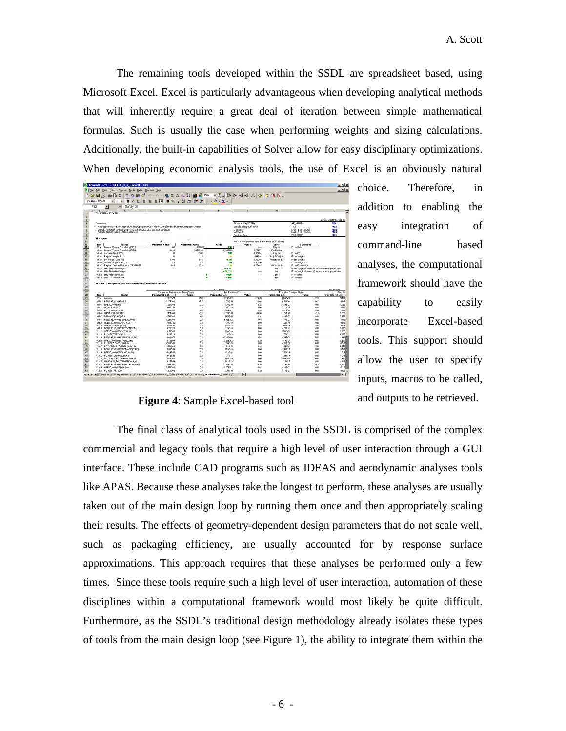The remaining tools developed within the SSDL are spreadsheet based, using Microsoft Excel. Excel is particularly advantageous when developing analytical methods that will inherently require a great deal of iteration between simple mathematical formulas. Such is usually the case when performing weights and sizing calculations. Additionally, the built-in capabilities of Solver allow for easy disciplinary optimizations. When developing economic analysis tools, the use of Excel is an obviously natural choice. Therefore, in addition to enabling the easy integration of command-line based analyses, the computational framework should have the capability to easily incorporate Excel-based tools. This support should allow the user to specify inputs, macros to be called, and outputs to be retrieved.

**Figure 4**: Sample Excel-based tool

The final class of analytical tools used in the SSDL is comprised of the complex commercial and legacy tools that require a high level of user interaction through a GUI interface. These include CAD programs such as IDEAS and aerodynamic analyses tools like APAS. Because these analyses take the longest to perform, these analyses are usually taken out of the main design loop by running them once and then appropriately scaling their results. The effects of geometry-dependent design parameters that do not scale well, such as packaging efficiency, are usually accounted for by response surface approximations. This approach requires that these analyses be performed only a few times. Since these tools require such a high level of user interaction, automation of these disciplines within a computational framework would most likely be quite difficult. Furthermore, as the SSDL's traditional design methodology already isolates these types of tools from the main design loop (see Figure 1), the ability to integrate them within the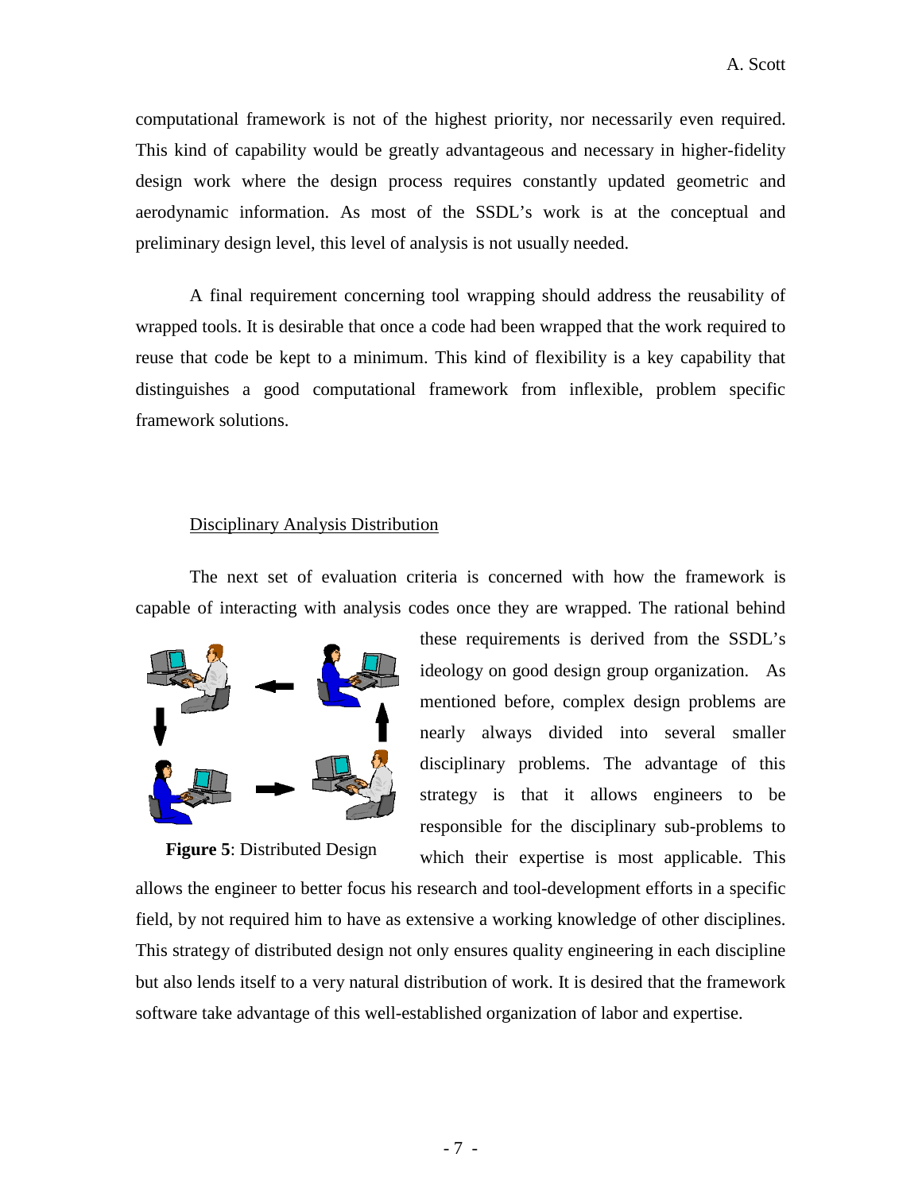computational framework is not of the highest priority, nor necessarily even required. This kind of capability would be greatly advantageous and necessary in higher-fidelity design work where the design process requires constantly updated geometric and aerodynamic information. As most of the SSDL's work is at the conceptual and preliminary design level, this level of analysis is not usually needed.

A final requirement concerning tool wrapping should address the reusability of wrapped tools. It is desirable that once a code had been wrapped that the work required to reuse that code be kept to a minimum. This kind of flexibility is a key capability that distinguishes a good computational framework from inflexible, problem specific framework solutions.

## Disciplinary Analysis Distribution

The next set of evaluation criteria is concerned with how the framework is capable of interacting with analysis codes once they are wrapped. The rational behind these requirements is derived from the SSDL's ideology on good design group organization. As mentioned before, complex design problems are nearly always divided into several smaller disciplinary problems. The advantage of this strategy is that it allows engineers to be responsible for the disciplinary sub-problems to which their expertise is most applicable. This allows the engineer to better focus his research and tool-development efforts in a specific field, by not required him to have as extensive a working knowledge of other disciplines. This strategy of distributed design not only ensures quality engineering in each discipline but also lends itself to a very natural distribution of work. It is desired that the framework software take advantage of this well-established organization of labor and expertise.

**Figure 5**: Distributed Design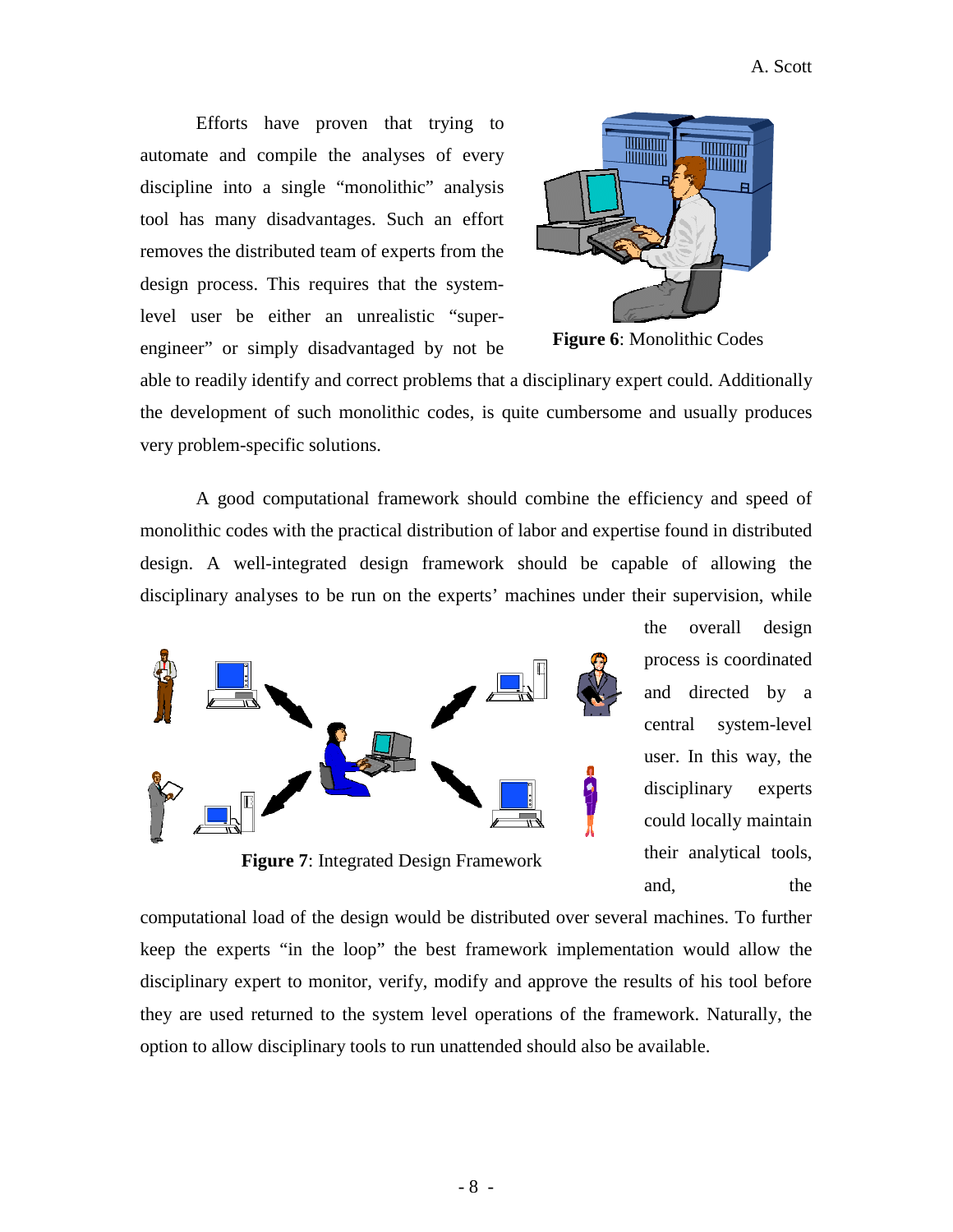Efforts have proven that trying to automate and compile the analyses of every discipline into a single "monolithic" analysis tool has many disadvantages. Such an effort removes the distributed team of experts from the design process. This requires that the system-level user be either an unrealistic "super-engineer" or simply disadvantaged by not be able to readily identify and correct problems that a disciplinary expert could. Additionally the development of such monolithic codes, is quite cumbersome and usually produces very problem-specific solutions.

**Figure 6**: Monolithic Codes

A good computational framework should combine the efficiency and speed of monolithic codes with the practical distribution of labor and expertise found in distributed design. A well-integrated design framework should be capable of allowing the disciplinary analyses to be run on the experts' machines under their supervision, while the overall design process is coordinated and directed by a central system-level user. In this way, the disciplinary experts could locally maintain their analytical tools, and, the computational load of the design would be distributed over several machines. To further keep the experts "in the loop" the best framework implementation would allow the disciplinary expert to monitor, verify, modify and approve the results of his tool before they are used returned to the system level operations of the framework. Naturally, the option to allow disciplinary tools to run unattended should also be available.

**Figure 7**: Integrated Design Framework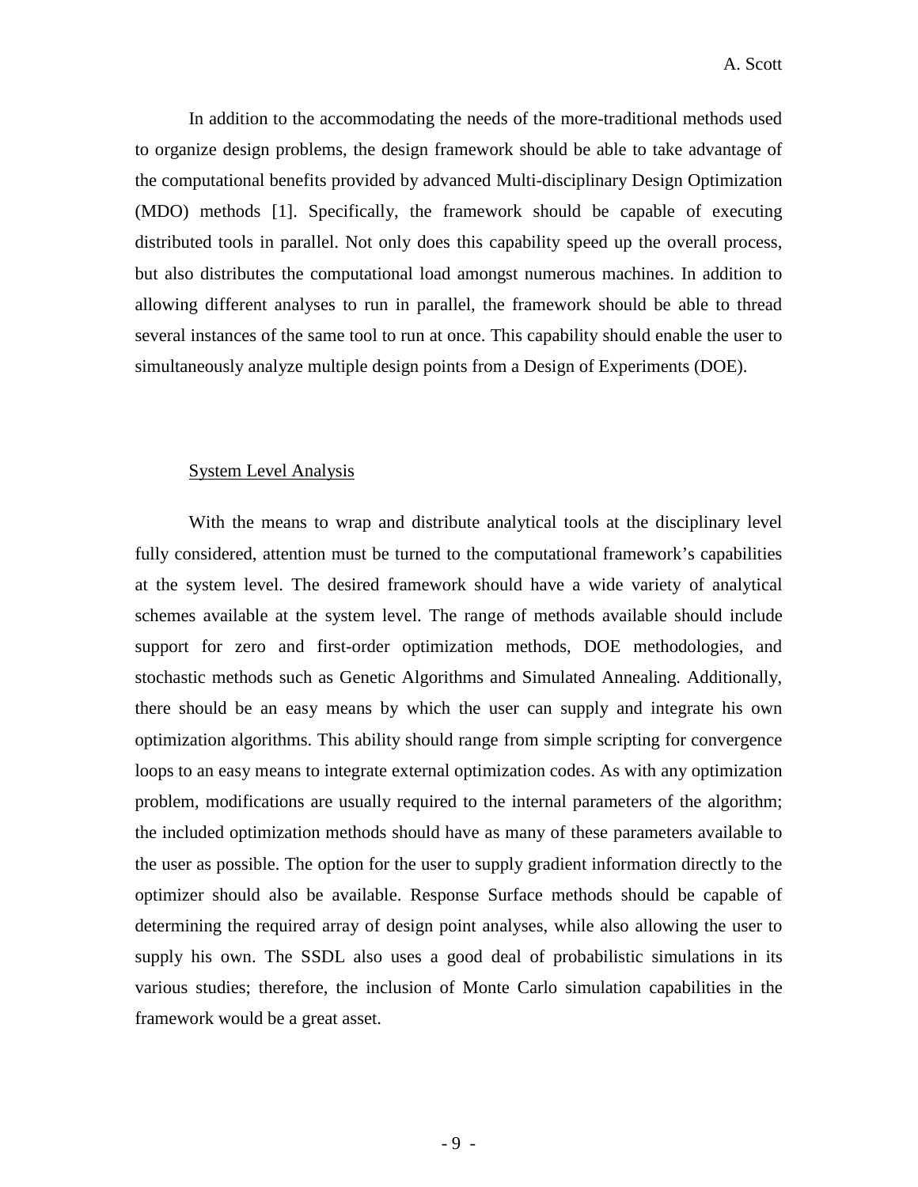In addition to the accommodating the needs of the more-traditional methods used to organize design problems, the design framework should be able to take advantage of the computational benefits provided by advanced Multi-disciplinary Design Optimization (MDO) methods [1]. Specifically, the framework should be capable of executing distributed tools in parallel. Not only does this capability speed up the overall process, but also distributes the computational load amongst numerous machines. In addition to allowing different analyses to run in parallel, the framework should be able to thread several instances of the same tool to run at once. This capability should enable the user to simultaneously analyze multiple design points from a Design of Experiments (DOE).

### System Level Analysis

With the means to wrap and distribute analytical tools at the disciplinary level fully considered, attention must be turned to the computational framework's capabilities at the system level. The desired framework should have a wide variety of analytical schemes available at the system level. The range of methods available should include support for zero and first-order optimization methods, DOE methodologies, and stochastic methods such as Genetic Algorithms and Simulated Annealing. Additionally, there should be an easy means by which the user can supply and integrate his own optimization algorithms. This ability should range from simple scripting for convergence loops to an easy means to integrate external optimization codes. As with any optimization problem, modifications are usually required to the internal parameters of the algorithm; the included optimization methods should have as many of these parameters available to the user as possible. The option for the user to supply gradient information directly to the optimizer should also be available. Response Surface methods should be capable of determining the required array of design point analyses, while also allowing the user to supply his own. The SSDL also uses a good deal of probabilistic simulations in its various studies; therefore, the inclusion of Monte Carlo simulation capabilities in the framework would be a great asset.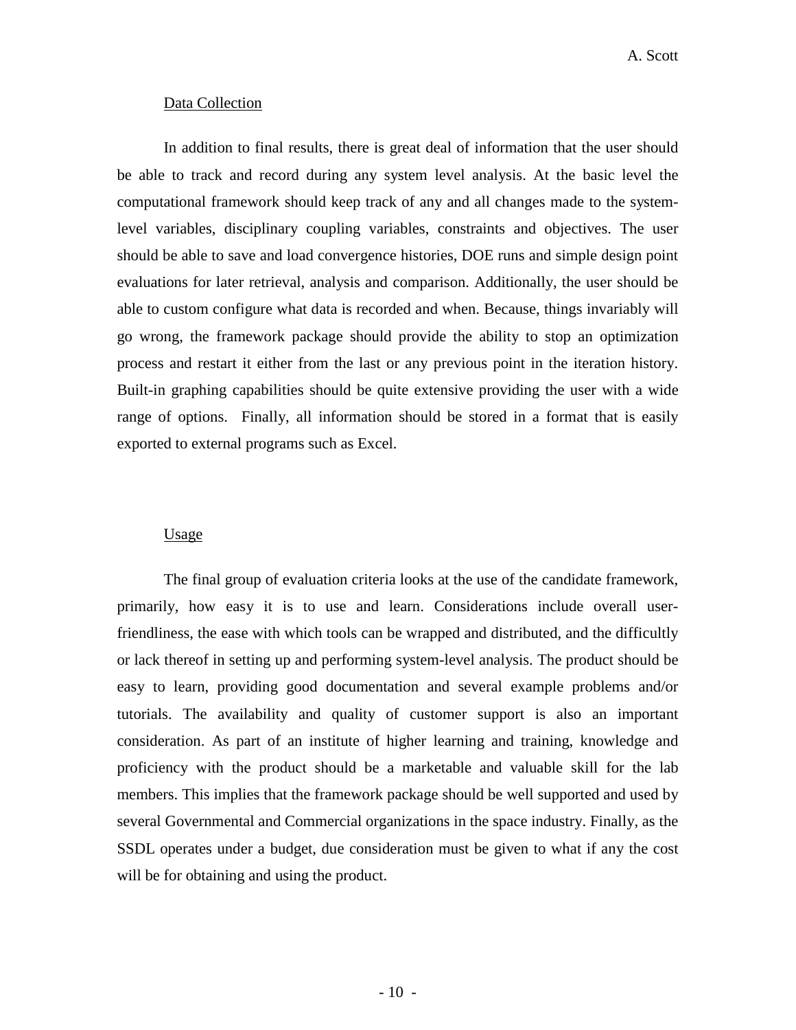### Data Collection

In addition to final results, there is great deal of information that the user should be able to track and record during any system level analysis. At the basic level the computational framework should keep track of any and all changes made to the system-level variables, disciplinary coupling variables, constraints and objectives. The user should be able to save and load convergence histories, DOE runs and simple design point evaluations for later retrieval, analysis and comparison. Additionally, the user should be able to custom configure what data is recorded and when. Because, things invariably will go wrong, the framework package should provide the ability to stop an optimization process and restart it either from the last or any previous point in the iteration history. Built-in graphing capabilities should be quite extensive providing the user with a wide range of options. Finally, all information should be stored in a format that is easily exported to external programs such as Excel.

### Usage

The final group of evaluation criteria looks at the use of the candidate framework, primarily, how easy it is to use and learn. Considerations include overall user-friendliness, the ease with which tools can be wrapped and distributed, and the difficultly or lack thereof in setting up and performing system-level analysis. The product should be easy to learn, providing good documentation and several example problems and/or tutorials. The availability and quality of customer support is also an important consideration. As part of an institute of higher learning and training, knowledge and proficiency with the product should be a marketable and valuable skill for the lab members. This implies that the framework package should be well supported and used by several Governmental and Commercial organizations in the space industry. Finally, as the SSDL operates under a budget, due consideration must be given to what if any the cost will be for obtaining and using the product.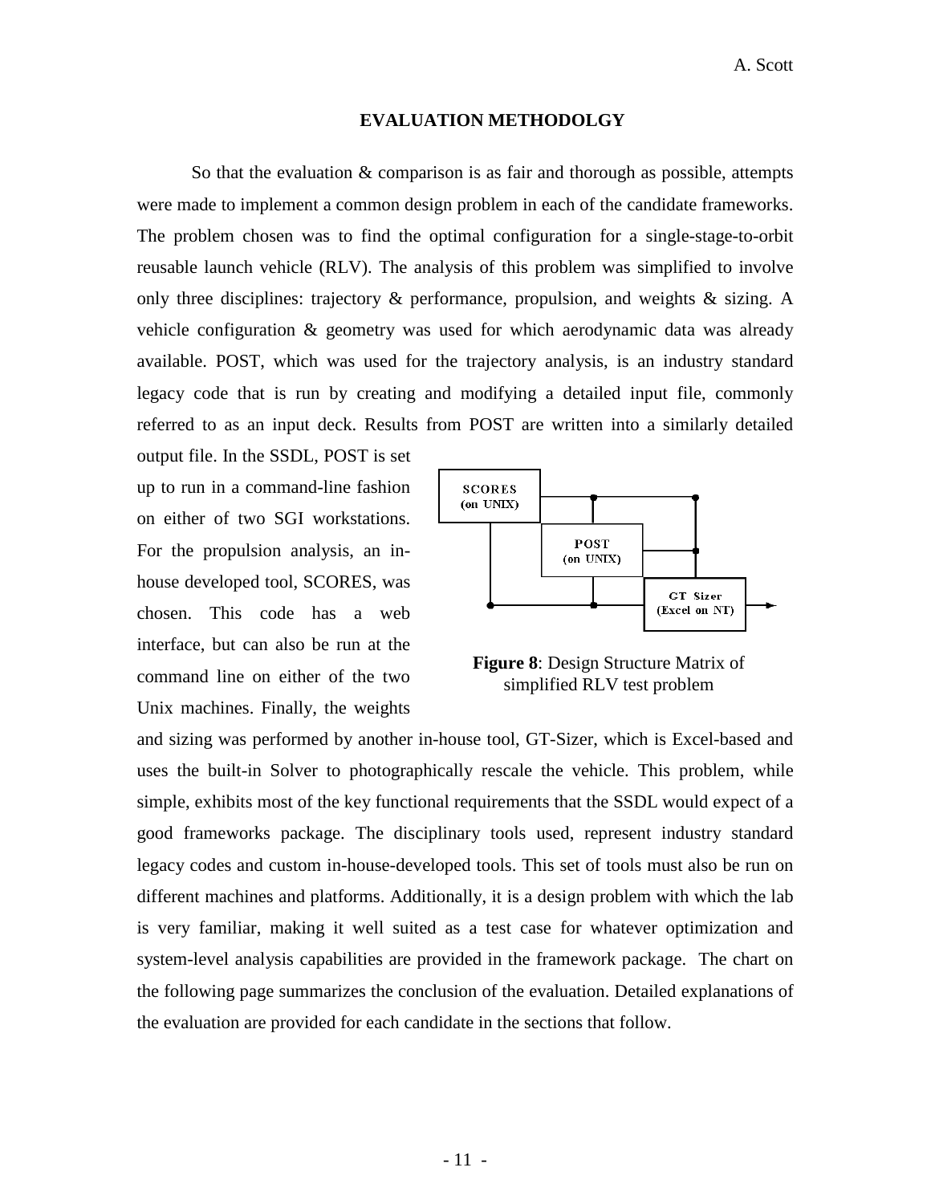## EVALUATION METHODOLGY

So that the evaluation & comparison is as fair and thorough as possible, attempts were made to implement a common design problem in each of the candidate frameworks. The problem chosen was to find the optimal configuration for a single-stage-to-orbit reusable launch vehicle (RLV). The analysis of this problem was simplified to involve only three disciplines: trajectory & performance, propulsion, and weights & sizing. A vehicle configuration & geometry was used for which aerodynamic data was already available. POST, which was used for the trajectory analysis, is an industry standard legacy code that is run by creating and modifying a detailed input file, commonly referred to as an input deck. Results from POST are written into a similarly detailed output file. In the SSDL, POST is set up to run in a command-line fashion on either of two SGI workstations. For the propulsion analysis, an in-house developed tool, SCORES, was chosen. This code has a web interface, but can also be run at the command line on either of the two Unix machines. Finally, the weights and sizing was performed by another in-house tool, GT-Sizer, which is Excel-based and uses the built-in Solver to photographically rescale the vehicle. This problem, while simple, exhibits most of the key functional requirements that the SSDL would expect of a good frameworks package. The disciplinary tools used, represent industry standard legacy codes and custom in-house-developed tools. This set of tools must also be run on different machines and platforms. Additionally, it is a design problem with which the lab is very familiar, making it well suited as a test case for whatever optimization and system-level analysis capabilities are provided in the framework package. The chart on the following page summarizes the conclusion of the evaluation. Detailed explanations of the evaluation are provided for each candidate in the sections that follow.

SCORES (on UNIX) | POST (on UNIX) | GT Sizer (Excel on NT)

**Figure 8**: Design Structure Matrix of simplified RLV test problem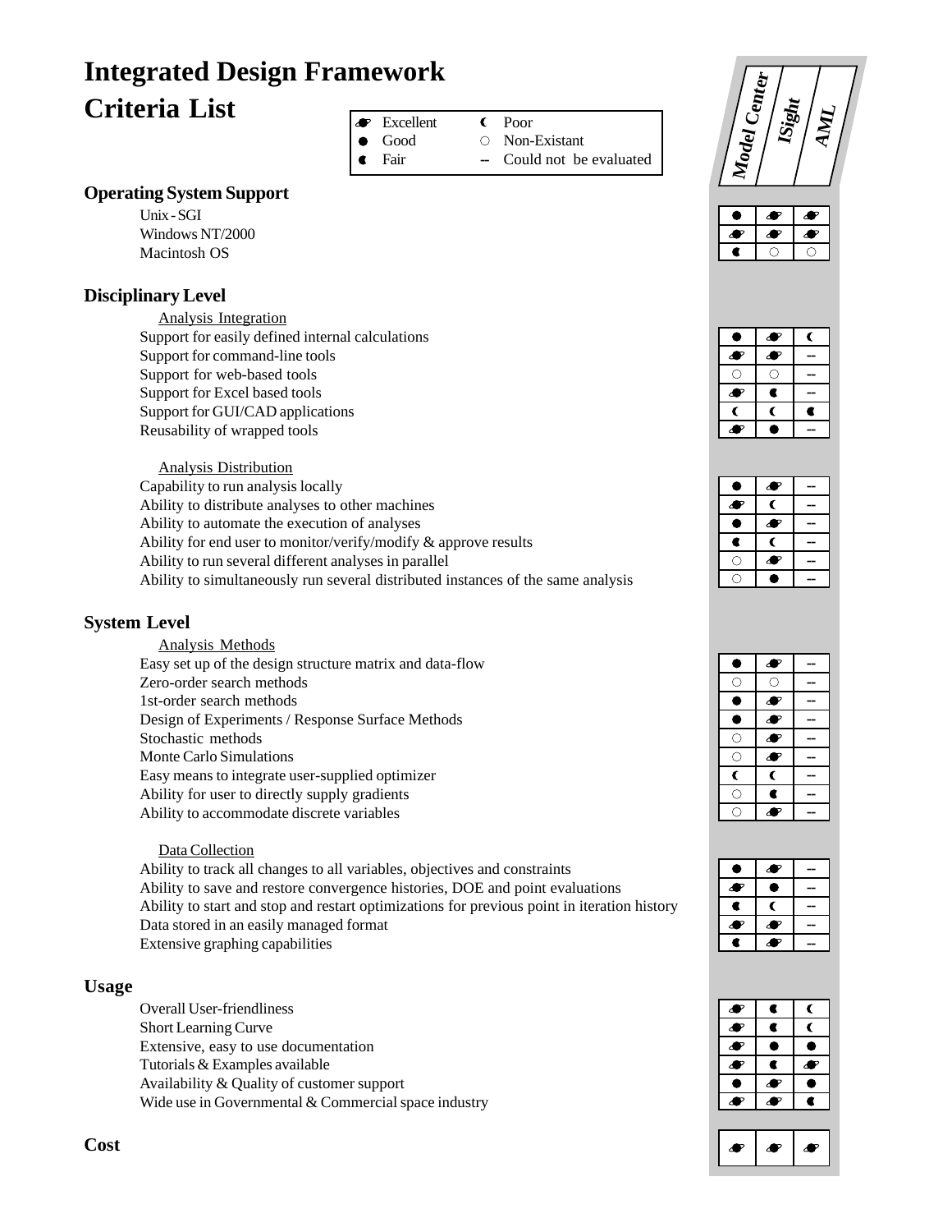# Integrated Design Framework Criteria List

Legend:
- ◕ Excellent
- ● Good
- ◖ Fair
- ◗ Poor
- ○ Non-Existant
- -- Could not be evaluated

| Criteria | Model Center | ISight | AML |
|---|---|---|---|
| **Operating System Support** | | | |
| Unix - SGI | ● | ◕ | ◕ |
| Windows NT/2000 | ◕ | ◕ | ◕ |
| Macintosh OS | ◖ | ○ | ○ |
| **Disciplinary Level** | | | |
| *Analysis Integration* | | | |
| Support for easily defined internal calculations | ● | ◕ | ◗ |
| Support for command-line tools | ◕ | ◕ | -- |
| Support for web-based tools | ○ | ○ | -- |
| Support for Excel based tools | ◕ | ◖ | -- |
| Support for GUI/CAD applications | ◗ | ◗ | ◖ |
| Reusability of wrapped tools | ◕ | ● | -- |
| *Analysis Distribution* | | | |
| Capability to run analysis locally | ● | ◕ | -- |
| Ability to distribute analyses to other machines | ◕ | ◗ | -- |
| Ability to automate the execution of analyses | ● | ◕ | -- |
| Ability for end user to monitor/verify/modify & approve results | ◖ | ◗ | -- |
| Ability to run several different analyses in parallel | ○ | ◕ | -- |
| Ability to simultaneously run several distributed instances of the same analysis | ○ | ● | -- |
| **System Level** | | | |
| *Analysis Methods* | | | |
| Easy set up of the design structure matrix and data-flow | ● | ◕ | -- |
| Zero-order search methods | ○ | ○ | -- |
| 1st-order search methods | ● | ◕ | -- |
| Design of Experiments / Response Surface Methods | ● | ◕ | -- |
| Stochastic methods | ○ | ◕ | -- |
| Monte Carlo Simulations | ○ | ◕ | -- |
| Easy means to integrate user-supplied optimizer | ◗ | ◗ | -- |
| Ability for user to directly supply gradients | ○ | ◖ | -- |
| Ability to accommodate discrete variables | ○ | ◕ | -- |
| *Data Collection* | | | |
| Ability to track all changes to all variables, objectives and constraints | ● | ◕ | -- |
| Ability to save and restore convergence histories, DOE and point evaluations | ◕ | ● | -- |
| Ability to start and stop and restart optimizations for previous point in iteration history | ◖ | ◗ | -- |
| Data stored in an easily managed format | ◕ | ◕ | -- |
| Extensive graphing capabilities | ◖ | ◕ | -- |
| **Usage** | | | |
| Overall User-friendliness | ◕ | ◖ | ◗ |
| Short Learning Curve | ◕ | ◖ | ◗ |
| Extensive, easy to use documentation | ◕ | ● | ● |
| Tutorials & Examples available | ◕ | ◖ | ◕ |
| Availability & Quality of customer support | ● | ◕ | ● |
| Wide use in Governmental & Commercial space industry | ◕ | ◕ | ◖ |
| **Cost** | ◕ | ◕ | ◕ |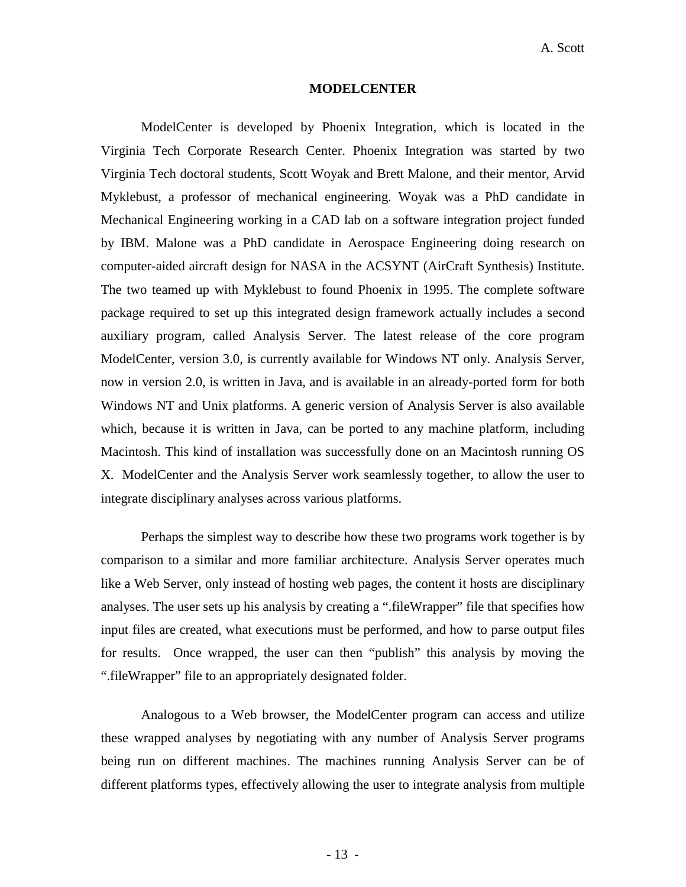## MODELCENTER

ModelCenter is developed by Phoenix Integration, which is located in the Virginia Tech Corporate Research Center. Phoenix Integration was started by two Virginia Tech doctoral students, Scott Woyak and Brett Malone, and their mentor, Arvid Myklebust, a professor of mechanical engineering. Woyak was a PhD candidate in Mechanical Engineering working in a CAD lab on a software integration project funded by IBM. Malone was a PhD candidate in Aerospace Engineering doing research on computer-aided aircraft design for NASA in the ACSYNT (AirCraft Synthesis) Institute. The two teamed up with Myklebust to found Phoenix in 1995. The complete software package required to set up this integrated design framework actually includes a second auxiliary program, called Analysis Server. The latest release of the core program ModelCenter, version 3.0, is currently available for Windows NT only. Analysis Server, now in version 2.0, is written in Java, and is available in an already-ported form for both Windows NT and Unix platforms. A generic version of Analysis Server is also available which, because it is written in Java, can be ported to any machine platform, including Macintosh. This kind of installation was successfully done on an Macintosh running OS X. ModelCenter and the Analysis Server work seamlessly together, to allow the user to integrate disciplinary analyses across various platforms.

Perhaps the simplest way to describe how these two programs work together is by comparison to a similar and more familiar architecture. Analysis Server operates much like a Web Server, only instead of hosting web pages, the content it hosts are disciplinary analyses. The user sets up his analysis by creating a ".fileWrapper" file that specifies how input files are created, what executions must be performed, and how to parse output files for results. Once wrapped, the user can then "publish" this analysis by moving the ".fileWrapper" file to an appropriately designated folder.

Analogous to a Web browser, the ModelCenter program can access and utilize these wrapped analyses by negotiating with any number of Analysis Server programs being run on different machines. The machines running Analysis Server can be of different platforms types, effectively allowing the user to integrate analysis from multiple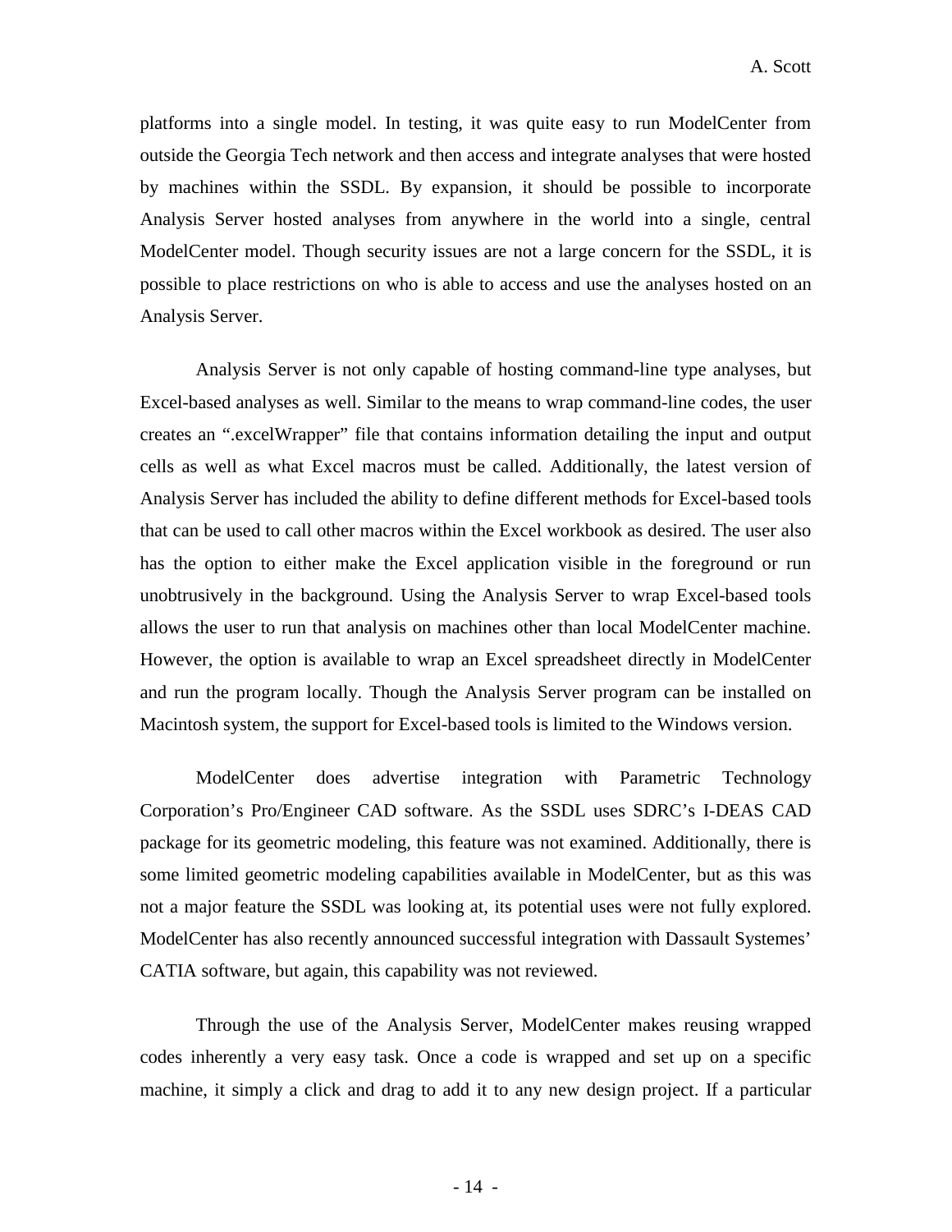platforms into a single model. In testing, it was quite easy to run ModelCenter from outside the Georgia Tech network and then access and integrate analyses that were hosted by machines within the SSDL. By expansion, it should be possible to incorporate Analysis Server hosted analyses from anywhere in the world into a single, central ModelCenter model. Though security issues are not a large concern for the SSDL, it is possible to place restrictions on who is able to access and use the analyses hosted on an Analysis Server.

Analysis Server is not only capable of hosting command-line type analyses, but Excel-based analyses as well. Similar to the means to wrap command-line codes, the user creates an ".excelWrapper" file that contains information detailing the input and output cells as well as what Excel macros must be called. Additionally, the latest version of Analysis Server has included the ability to define different methods for Excel-based tools that can be used to call other macros within the Excel workbook as desired. The user also has the option to either make the Excel application visible in the foreground or run unobtrusively in the background. Using the Analysis Server to wrap Excel-based tools allows the user to run that analysis on machines other than local ModelCenter machine. However, the option is available to wrap an Excel spreadsheet directly in ModelCenter and run the program locally. Though the Analysis Server program can be installed on Macintosh system, the support for Excel-based tools is limited to the Windows version.

ModelCenter does advertise integration with Parametric Technology Corporation's Pro/Engineer CAD software. As the SSDL uses SDRC's I-DEAS CAD package for its geometric modeling, this feature was not examined. Additionally, there is some limited geometric modeling capabilities available in ModelCenter, but as this was not a major feature the SSDL was looking at, its potential uses were not fully explored. ModelCenter has also recently announced successful integration with Dassault Systemes' CATIA software, but again, this capability was not reviewed.

Through the use of the Analysis Server, ModelCenter makes reusing wrapped codes inherently a very easy task. Once a code is wrapped and set up on a specific machine, it simply a click and drag to add it to any new design project. If a particular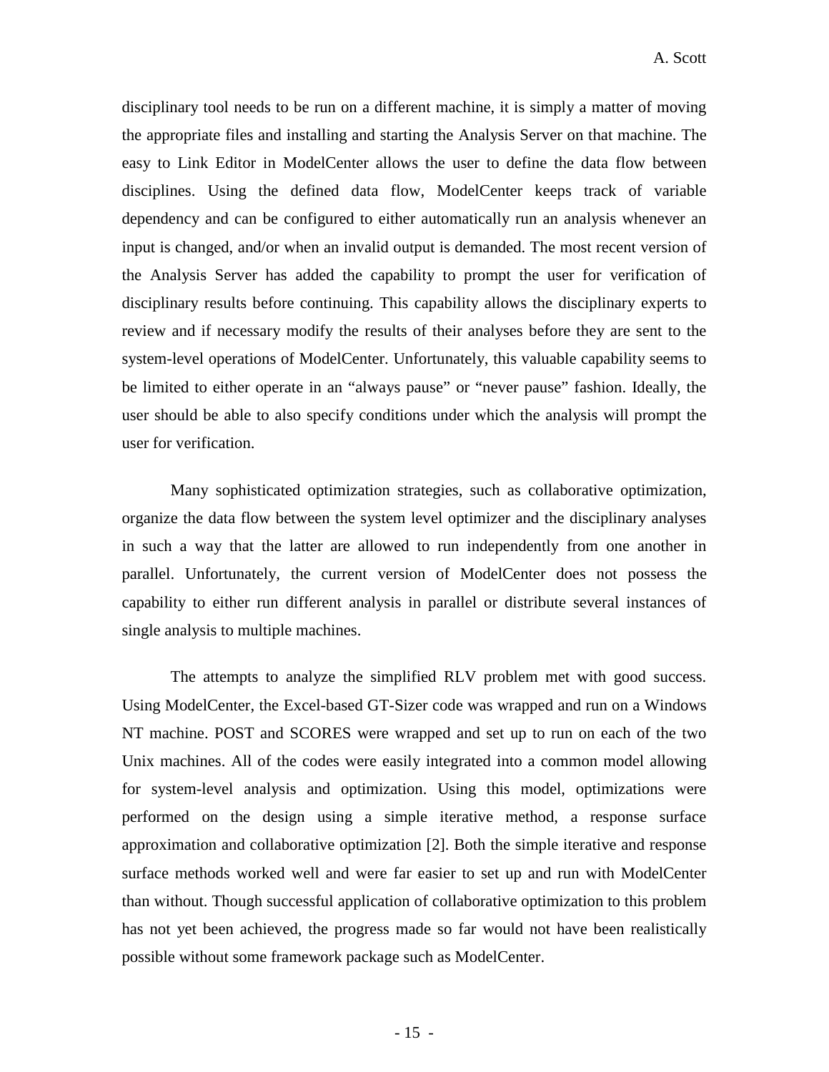disciplinary tool needs to be run on a different machine, it is simply a matter of moving the appropriate files and installing and starting the Analysis Server on that machine. The easy to Link Editor in ModelCenter allows the user to define the data flow between disciplines. Using the defined data flow, ModelCenter keeps track of variable dependency and can be configured to either automatically run an analysis whenever an input is changed, and/or when an invalid output is demanded. The most recent version of the Analysis Server has added the capability to prompt the user for verification of disciplinary results before continuing. This capability allows the disciplinary experts to review and if necessary modify the results of their analyses before they are sent to the system-level operations of ModelCenter. Unfortunately, this valuable capability seems to be limited to either operate in an "always pause" or "never pause" fashion. Ideally, the user should be able to also specify conditions under which the analysis will prompt the user for verification.

Many sophisticated optimization strategies, such as collaborative optimization, organize the data flow between the system level optimizer and the disciplinary analyses in such a way that the latter are allowed to run independently from one another in parallel. Unfortunately, the current version of ModelCenter does not possess the capability to either run different analysis in parallel or distribute several instances of single analysis to multiple machines.

The attempts to analyze the simplified RLV problem met with good success. Using ModelCenter, the Excel-based GT-Sizer code was wrapped and run on a Windows NT machine. POST and SCORES were wrapped and set up to run on each of the two Unix machines. All of the codes were easily integrated into a common model allowing for system-level analysis and optimization. Using this model, optimizations were performed on the design using a simple iterative method, a response surface approximation and collaborative optimization [2]. Both the simple iterative and response surface methods worked well and were far easier to set up and run with ModelCenter than without. Though successful application of collaborative optimization to this problem has not yet been achieved, the progress made so far would not have been realistically possible without some framework package such as ModelCenter.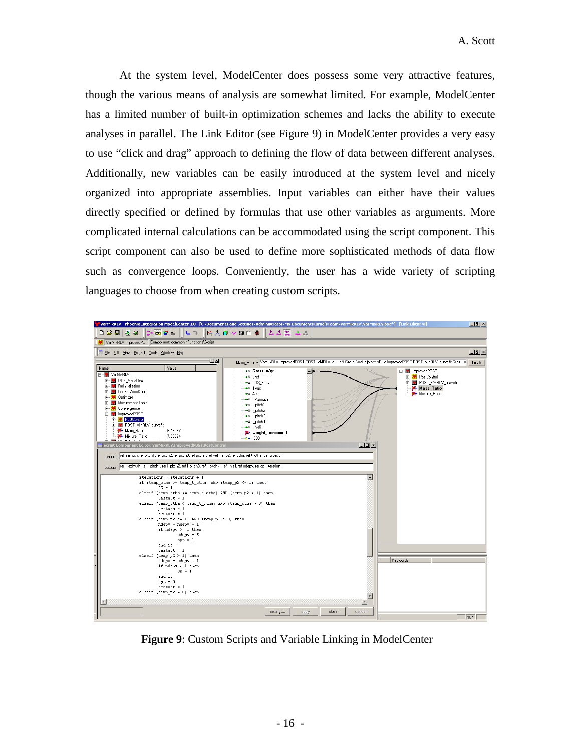At the system level, ModelCenter does possess some very attractive features, though the various means of analysis are somewhat limited. For example, ModelCenter has a limited number of built-in optimization schemes and lacks the ability to execute analyses in parallel. The Link Editor (see Figure 9) in ModelCenter provides a very easy to use "click and drag" approach to defining the flow of data between different analyses. Additionally, new variables can be easily introduced at the system level and nicely organized into appropriate assemblies. Input variables can either have their values directly specified or defined by formulas that use other variables as arguments. More complicated internal calculations can be accommodated using the script component. This script component can also be used to define more sophisticated methods of data flow such as convergence loops. Conveniently, the user has a wide variety of scripting languages to choose from when creating custom scripts.

**Figure 9**: Custom Scripts and Variable Linking in ModelCenter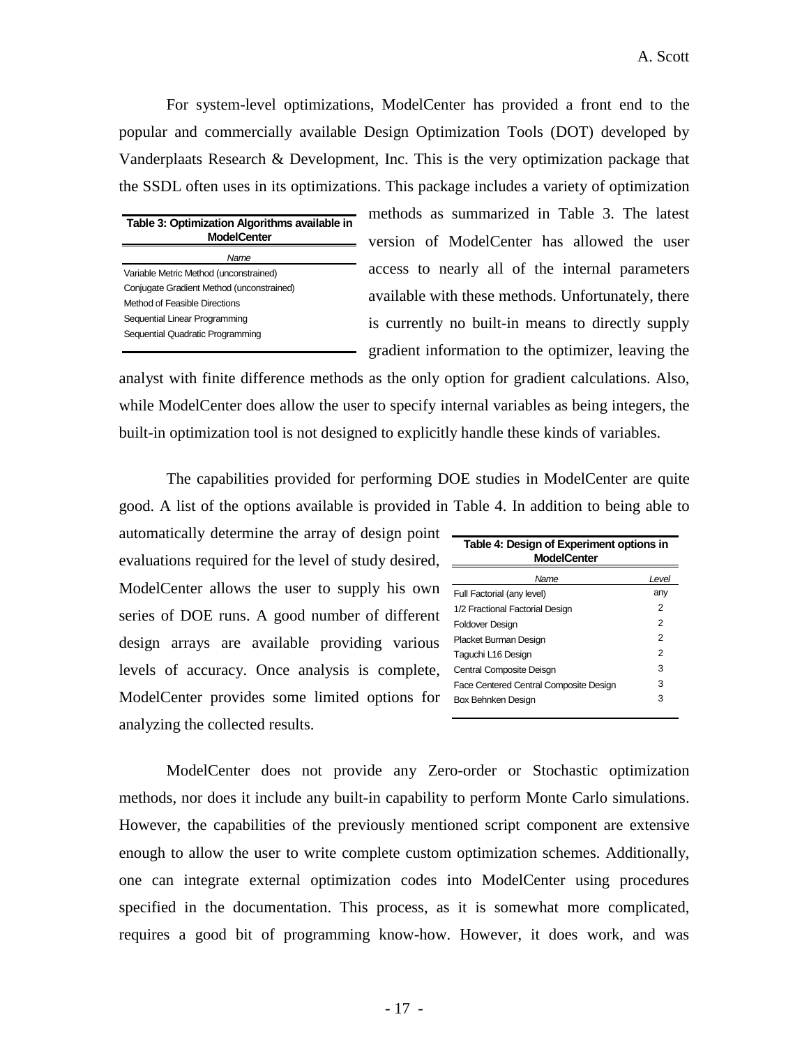For system-level optimizations, ModelCenter has provided a front end to the popular and commercially available Design Optimization Tools (DOT) developed by Vanderplaats Research & Development, Inc. This is the very optimization package that the SSDL often uses in its optimizations. This package includes a variety of optimization methods as summarized in Table 3. The latest version of ModelCenter has allowed the user access to nearly all of the internal parameters available with these methods. Unfortunately, there is currently no built-in means to directly supply gradient information to the optimizer, leaving the analyst with finite difference methods as the only option for gradient calculations. Also, while ModelCenter does allow the user to specify internal variables as being integers, the built-in optimization tool is not designed to explicitly handle these kinds of variables.

**Table 3: Optimization Algorithms available in ModelCenter**

| *Name* |
|---|
| Variable Metric Method (unconstrained) |
| Conjugate Gradient Method (unconstrained) |
| Method of Feasible Directions |
| Sequential Linear Programming |
| Sequential Quadratic Programming |

The capabilities provided for performing DOE studies in ModelCenter are quite good. A list of the options available is provided in Table 4. In addition to being able to automatically determine the array of design point evaluations required for the level of study desired, ModelCenter allows the user to supply his own series of DOE runs. A good number of different design arrays are available providing various levels of accuracy. Once analysis is complete, ModelCenter provides some limited options for analyzing the collected results.

**Table 4: Design of Experiment options in ModelCenter**

| *Name* | *Level* |
|---|---|
| Full Factorial (any level) | any |
| 1/2 Fractional Factorial Design | 2 |
| Foldover Design | 2 |
| Placket Burman Design | 2 |
| Taguchi L16 Design | 2 |
| Central Composite Deisgn | 3 |
| Face Centered Central Composite Design | 3 |
| Box Behnken Design | 3 |

ModelCenter does not provide any Zero-order or Stochastic optimization methods, nor does it include any built-in capability to perform Monte Carlo simulations. However, the capabilities of the previously mentioned script component are extensive enough to allow the user to write complete custom optimization schemes. Additionally, one can integrate external optimization codes into ModelCenter using procedures specified in the documentation. This process, as it is somewhat more complicated, requires a good bit of programming know-how. However, it does work, and was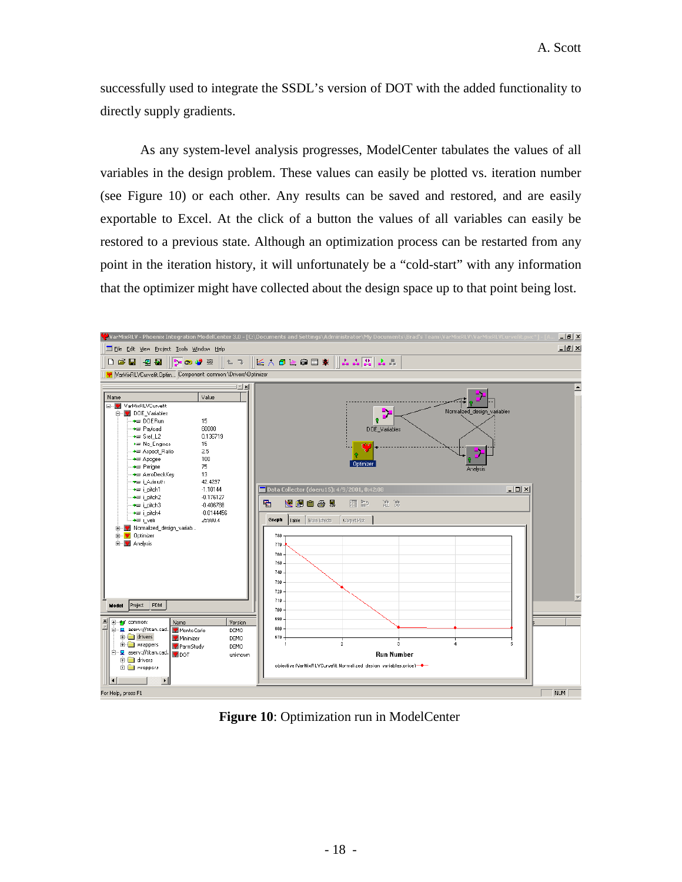successfully used to integrate the SSDL's version of DOT with the added functionality to directly supply gradients.

As any system-level analysis progresses, ModelCenter tabulates the values of all variables in the design problem. These values can easily be plotted vs. iteration number (see Figure 10) or each other. Any results can be saved and restored, and are easily exportable to Excel. At the click of a button the values of all variables can easily be restored to a previous state. Although an optimization process can be restarted from any point in the iteration history, it will unfortunately be a "cold-start" with any information that the optimizer might have collected about the design space up to that point being lost.

**Figure 10**: Optimization run in ModelCenter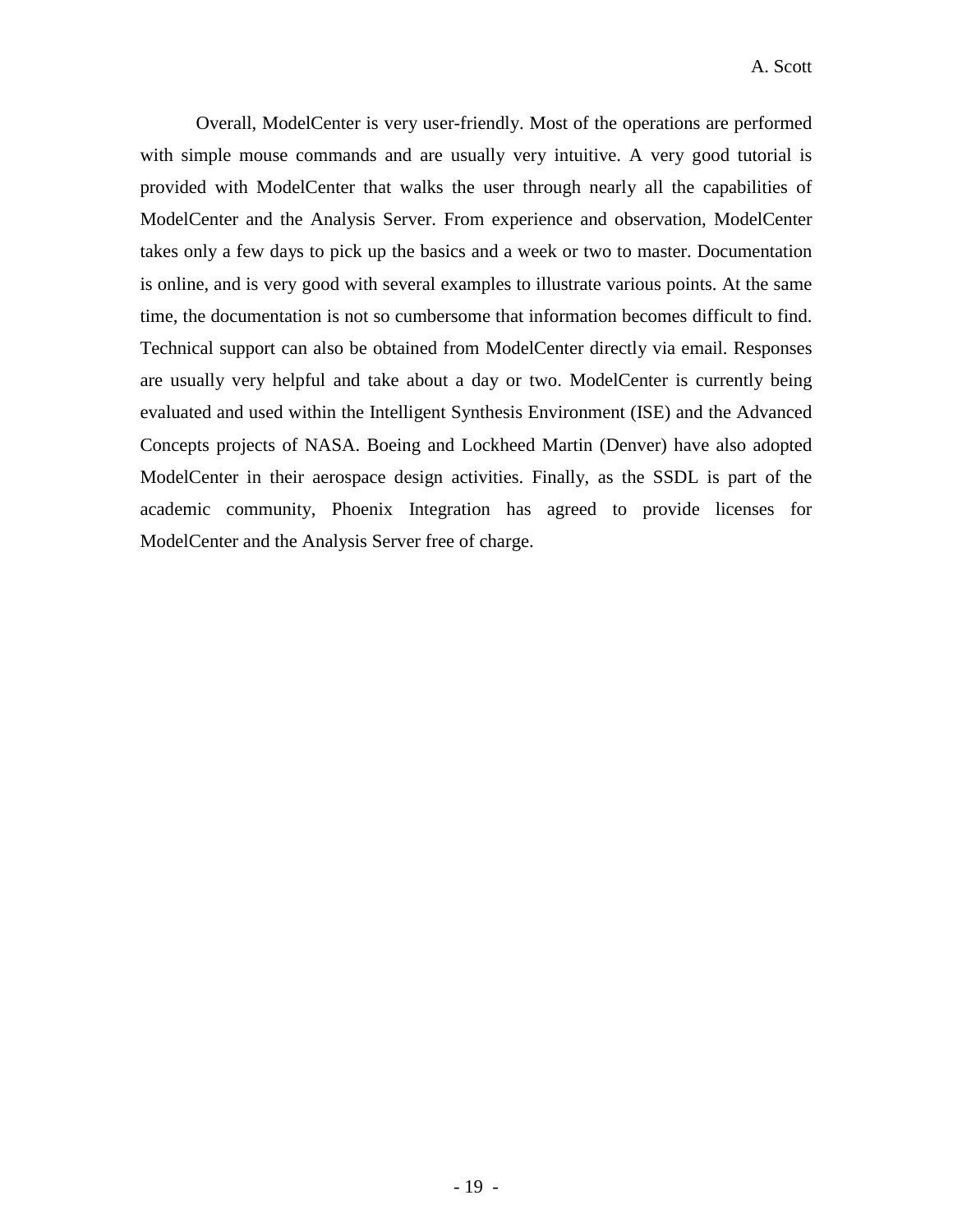Overall, ModelCenter is very user-friendly. Most of the operations are performed with simple mouse commands and are usually very intuitive. A very good tutorial is provided with ModelCenter that walks the user through nearly all the capabilities of ModelCenter and the Analysis Server. From experience and observation, ModelCenter takes only a few days to pick up the basics and a week or two to master. Documentation is online, and is very good with several examples to illustrate various points. At the same time, the documentation is not so cumbersome that information becomes difficult to find. Technical support can also be obtained from ModelCenter directly via email. Responses are usually very helpful and take about a day or two. ModelCenter is currently being evaluated and used within the Intelligent Synthesis Environment (ISE) and the Advanced Concepts projects of NASA. Boeing and Lockheed Martin (Denver) have also adopted ModelCenter in their aerospace design activities. Finally, as the SSDL is part of the academic community, Phoenix Integration has agreed to provide licenses for ModelCenter and the Analysis Server free of charge.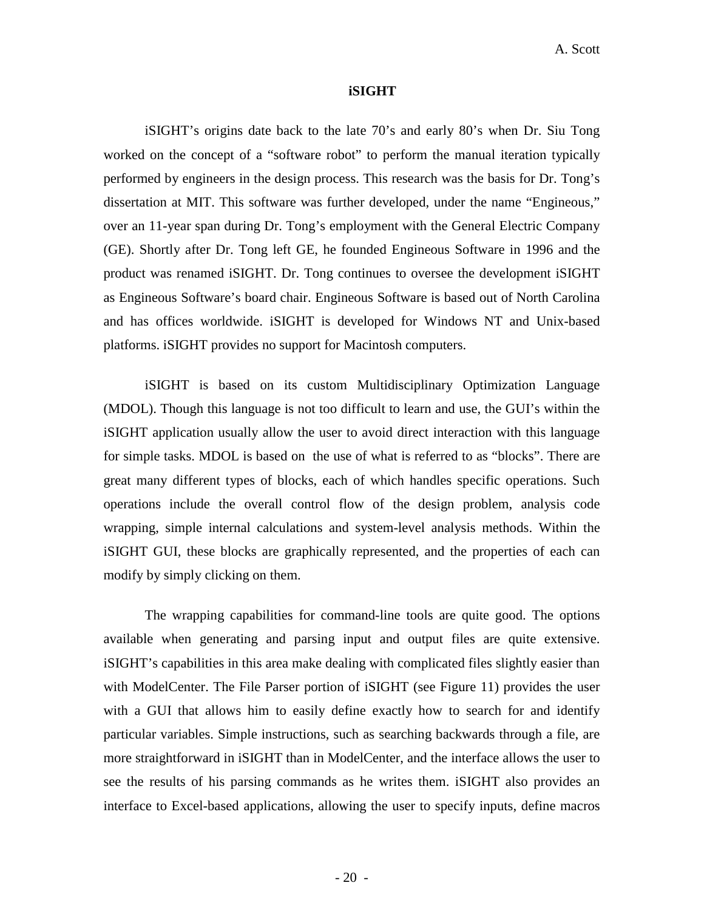## iSIGHT

iSIGHT's origins date back to the late 70's and early 80's when Dr. Siu Tong worked on the concept of a "software robot" to perform the manual iteration typically performed by engineers in the design process. This research was the basis for Dr. Tong's dissertation at MIT. This software was further developed, under the name "Engineous," over an 11-year span during Dr. Tong's employment with the General Electric Company (GE). Shortly after Dr. Tong left GE, he founded Engineous Software in 1996 and the product was renamed iSIGHT. Dr. Tong continues to oversee the development iSIGHT as Engineous Software's board chair. Engineous Software is based out of North Carolina and has offices worldwide. iSIGHT is developed for Windows NT and Unix-based platforms. iSIGHT provides no support for Macintosh computers.

iSIGHT is based on its custom Multidisciplinary Optimization Language (MDOL). Though this language is not too difficult to learn and use, the GUI's within the iSIGHT application usually allow the user to avoid direct interaction with this language for simple tasks. MDOL is based on the use of what is referred to as "blocks". There are great many different types of blocks, each of which handles specific operations. Such operations include the overall control flow of the design problem, analysis code wrapping, simple internal calculations and system-level analysis methods. Within the iSIGHT GUI, these blocks are graphically represented, and the properties of each can modify by simply clicking on them.

The wrapping capabilities for command-line tools are quite good. The options available when generating and parsing input and output files are quite extensive. iSIGHT's capabilities in this area make dealing with complicated files slightly easier than with ModelCenter. The File Parser portion of iSIGHT (see Figure 11) provides the user with a GUI that allows him to easily define exactly how to search for and identify particular variables. Simple instructions, such as searching backwards through a file, are more straightforward in iSIGHT than in ModelCenter, and the interface allows the user to see the results of his parsing commands as he writes them. iSIGHT also provides an interface to Excel-based applications, allowing the user to specify inputs, define macros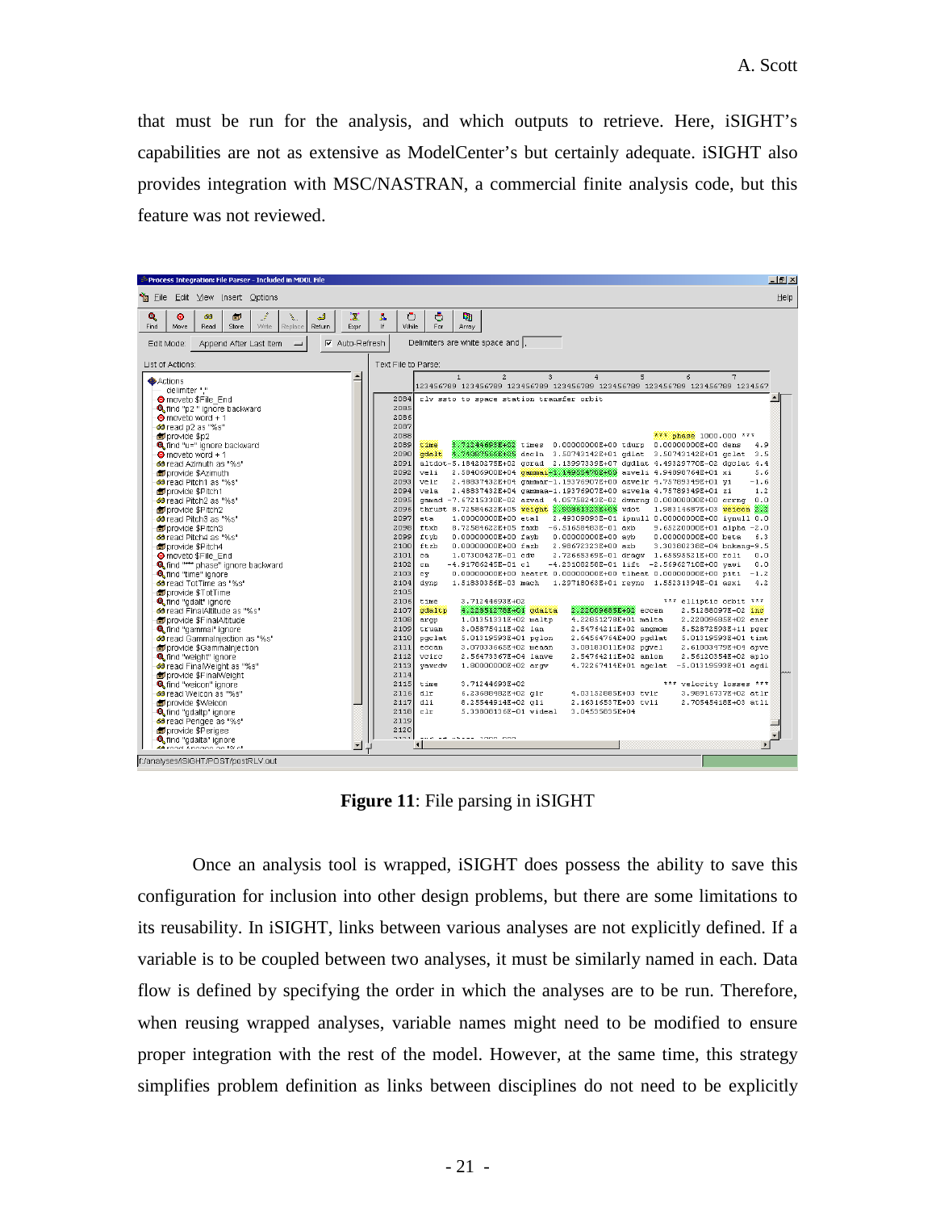that must be run for the analysis, and which outputs to retrieve. Here, iSIGHT's capabilities are not as extensive as ModelCenter's but certainly adequate. iSIGHT also provides integration with MSC/NASTRAN, a commercial finite analysis code, but this feature was not reviewed.

**Figure 11**: File parsing in iSIGHT

Once an analysis tool is wrapped, iSIGHT does possess the ability to save this configuration for inclusion into other design problems, but there are some limitations to its reusability. In iSIGHT, links between various analyses are not explicitly defined. If a variable is to be coupled between two analyses, it must be similarly named in each. Data flow is defined by specifying the order in which the analyses are to be run. Therefore, when reusing wrapped analyses, variable names might need to be modified to ensure proper integration with the rest of the model. However, at the same time, this strategy simplifies problem definition as links between disciplines do not need to be explicitly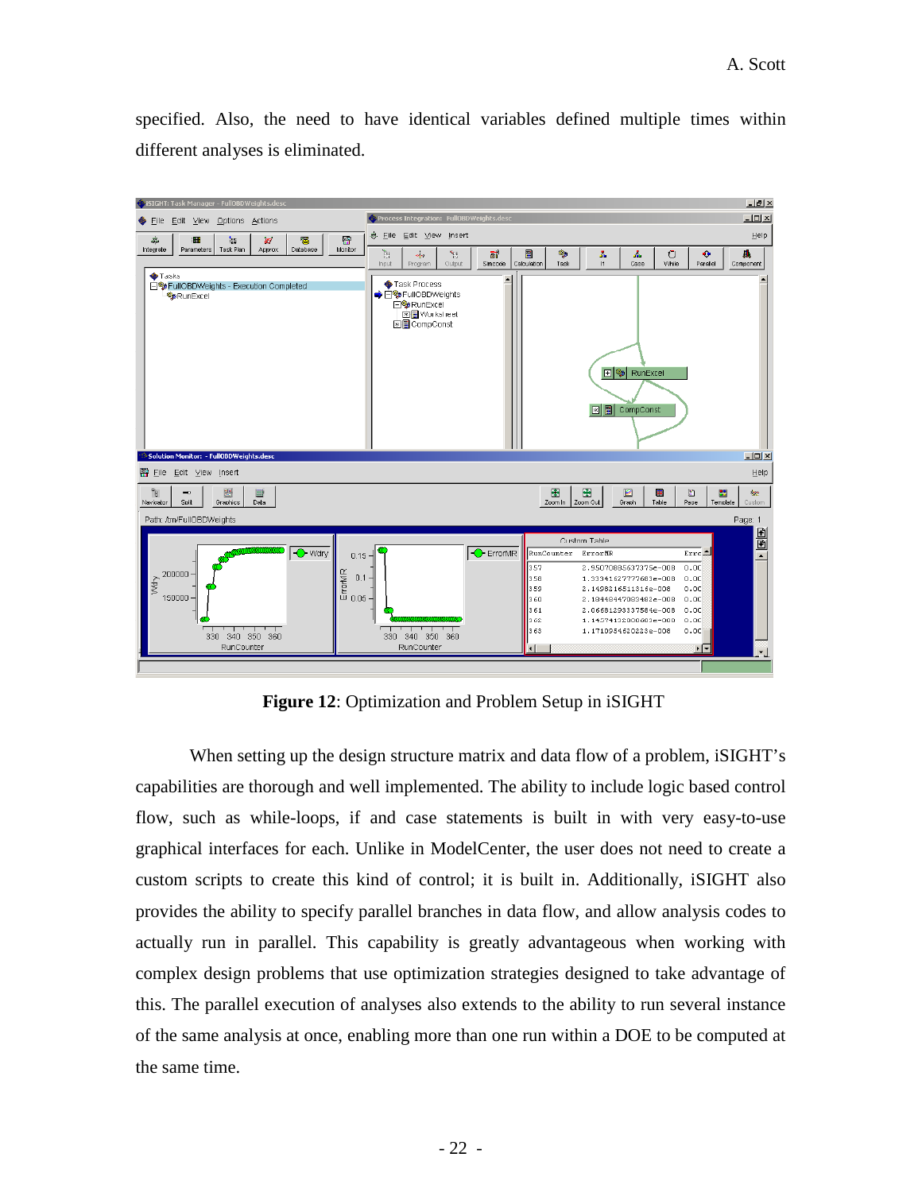specified. Also, the need to have identical variables defined multiple times within different analyses is eliminated.

**Figure 12**: Optimization and Problem Setup in iSIGHT

When setting up the design structure matrix and data flow of a problem, iSIGHT's capabilities are thorough and well implemented. The ability to include logic based control flow, such as while-loops, if and case statements is built in with very easy-to-use graphical interfaces for each. Unlike in ModelCenter, the user does not need to create a custom scripts to create this kind of control; it is built in. Additionally, iSIGHT also provides the ability to specify parallel branches in data flow, and allow analysis codes to actually run in parallel. This capability is greatly advantageous when working with complex design problems that use optimization strategies designed to take advantage of this. The parallel execution of analyses also extends to the ability to run several instance of the same analysis at once, enabling more than one run within a DOE to be computed at the same time.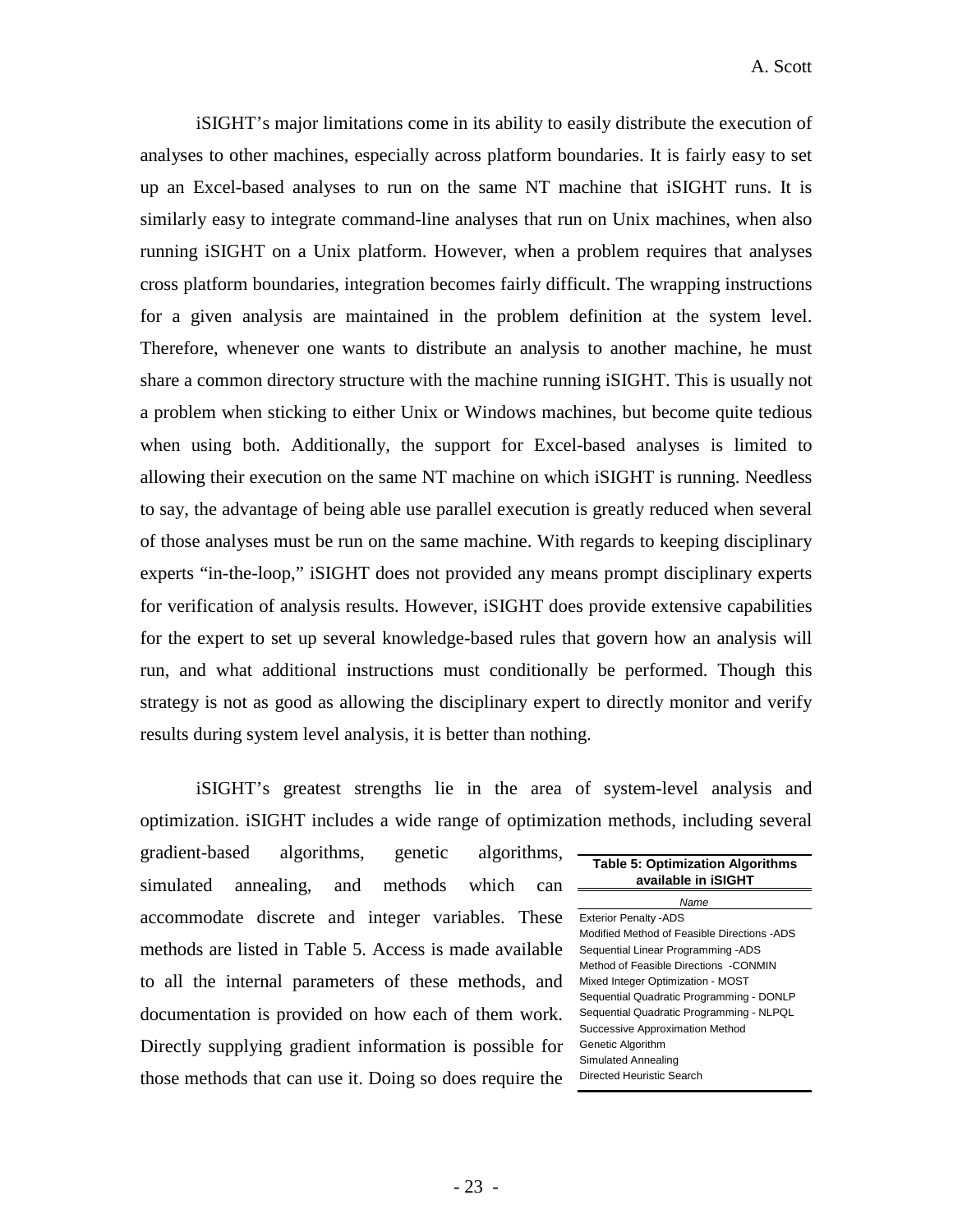iSIGHT's major limitations come in its ability to easily distribute the execution of analyses to other machines, especially across platform boundaries. It is fairly easy to set up an Excel-based analyses to run on the same NT machine that iSIGHT runs. It is similarly easy to integrate command-line analyses that run on Unix machines, when also running iSIGHT on a Unix platform. However, when a problem requires that analyses cross platform boundaries, integration becomes fairly difficult. The wrapping instructions for a given analysis are maintained in the problem definition at the system level. Therefore, whenever one wants to distribute an analysis to another machine, he must share a common directory structure with the machine running iSIGHT. This is usually not a problem when sticking to either Unix or Windows machines, but become quite tedious when using both. Additionally, the support for Excel-based analyses is limited to allowing their execution on the same NT machine on which iSIGHT is running. Needless to say, the advantage of being able use parallel execution is greatly reduced when several of those analyses must be run on the same machine. With regards to keeping disciplinary experts "in-the-loop," iSIGHT does not provided any means prompt disciplinary experts for verification of analysis results. However, iSIGHT does provide extensive capabilities for the expert to set up several knowledge-based rules that govern how an analysis will run, and what additional instructions must conditionally be performed. Though this strategy is not as good as allowing the disciplinary expert to directly monitor and verify results during system level analysis, it is better than nothing.

iSIGHT's greatest strengths lie in the area of system-level analysis and optimization. iSIGHT includes a wide range of optimization methods, including several gradient-based algorithms, genetic algorithms, simulated annealing, and methods which can accommodate discrete and integer variables. These methods are listed in Table 5. Access is made available to all the internal parameters of these methods, and documentation is provided on how each of them work. Directly supplying gradient information is possible for those methods that can use it. Doing so does require the

**Table 5: Optimization Algorithms available in iSIGHT**

| *Name* |
|---|
| Exterior Penalty -ADS |
| Modified Method of Feasible Directions -ADS |
| Sequential Linear Programming -ADS |
| Method of Feasible Directions -CONMIN |
| Mixed Integer Optimization - MOST |
| Sequential Quadratic Programming - DONLP |
| Sequential Quadratic Programming - NLPQL |
| Successive Approximation Method |
| Genetic Algorithm |
| Simulated Annealing |
| Directed Heuristic Search |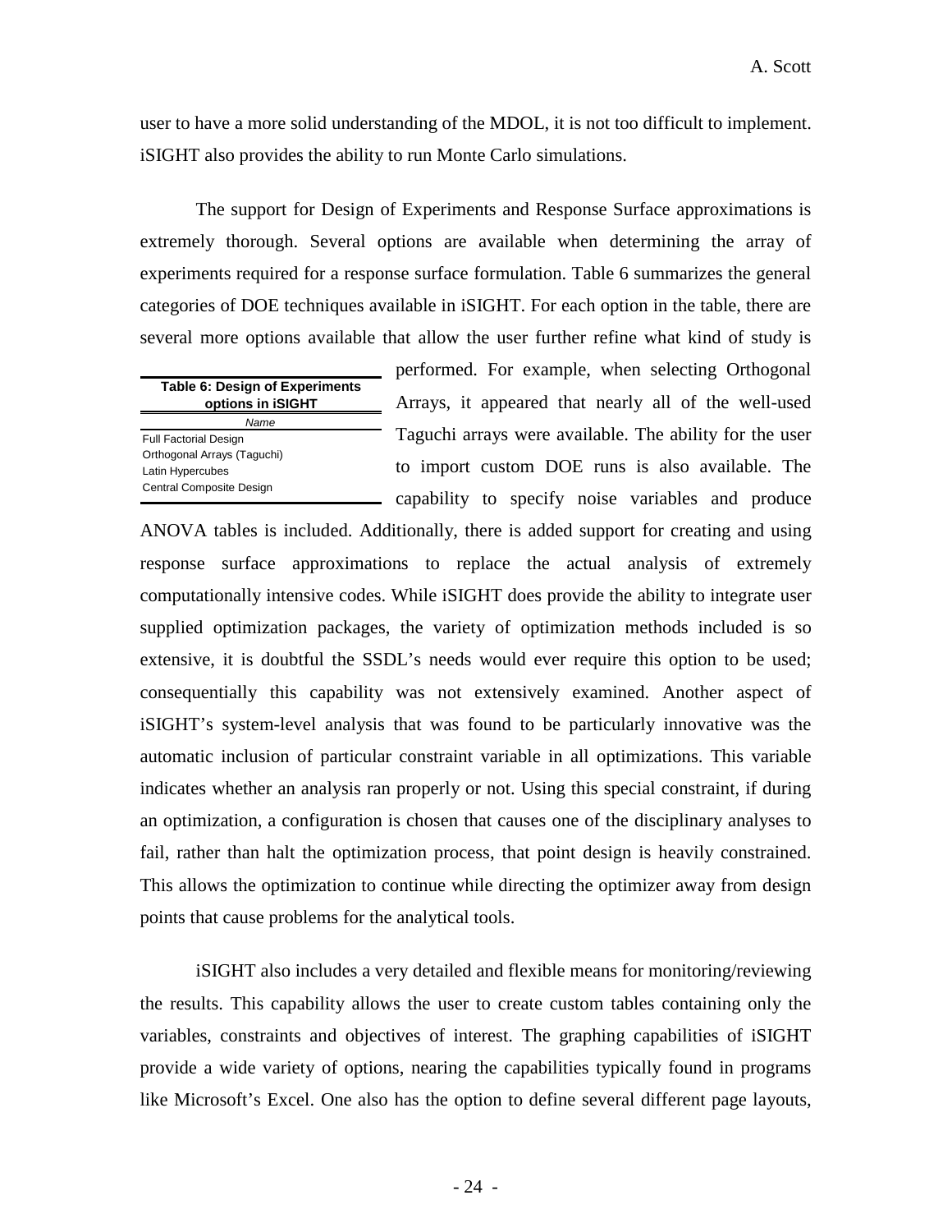user to have a more solid understanding of the MDOL, it is not too difficult to implement. iSIGHT also provides the ability to run Monte Carlo simulations.

The support for Design of Experiments and Response Surface approximations is extremely thorough. Several options are available when determining the array of experiments required for a response surface formulation. Table 6 summarizes the general categories of DOE techniques available in iSIGHT. For each option in the table, there are several more options available that allow the user further refine what kind of study is performed. For example, when selecting Orthogonal Arrays, it appeared that nearly all of the well-used Taguchi arrays were available. The ability for the user to import custom DOE runs is also available. The capability to specify noise variables and produce ANOVA tables is included. Additionally, there is added support for creating and using response surface approximations to replace the actual analysis of extremely computationally intensive codes. While iSIGHT does provide the ability to integrate user supplied optimization packages, the variety of optimization methods included is so extensive, it is doubtful the SSDL's needs would ever require this option to be used; consequentially this capability was not extensively examined. Another aspect of iSIGHT's system-level analysis that was found to be particularly innovative was the automatic inclusion of particular constraint variable in all optimizations. This variable indicates whether an analysis ran properly or not. Using this special constraint, if during an optimization, a configuration is chosen that causes one of the disciplinary analyses to fail, rather than halt the optimization process, that point design is heavily constrained. This allows the optimization to continue while directing the optimizer away from design points that cause problems for the analytical tools.

**Table 6: Design of Experiments options in iSIGHT**

| *Name* |
| --- |
| Full Factorial Design |
| Orthogonal Arrays (Taguchi) |
| Latin Hypercubes |
| Central Composite Design |

iSIGHT also includes a very detailed and flexible means for monitoring/reviewing the results. This capability allows the user to create custom tables containing only the variables, constraints and objectives of interest. The graphing capabilities of iSIGHT provide a wide variety of options, nearing the capabilities typically found in programs like Microsoft's Excel. One also has the option to define several different page layouts,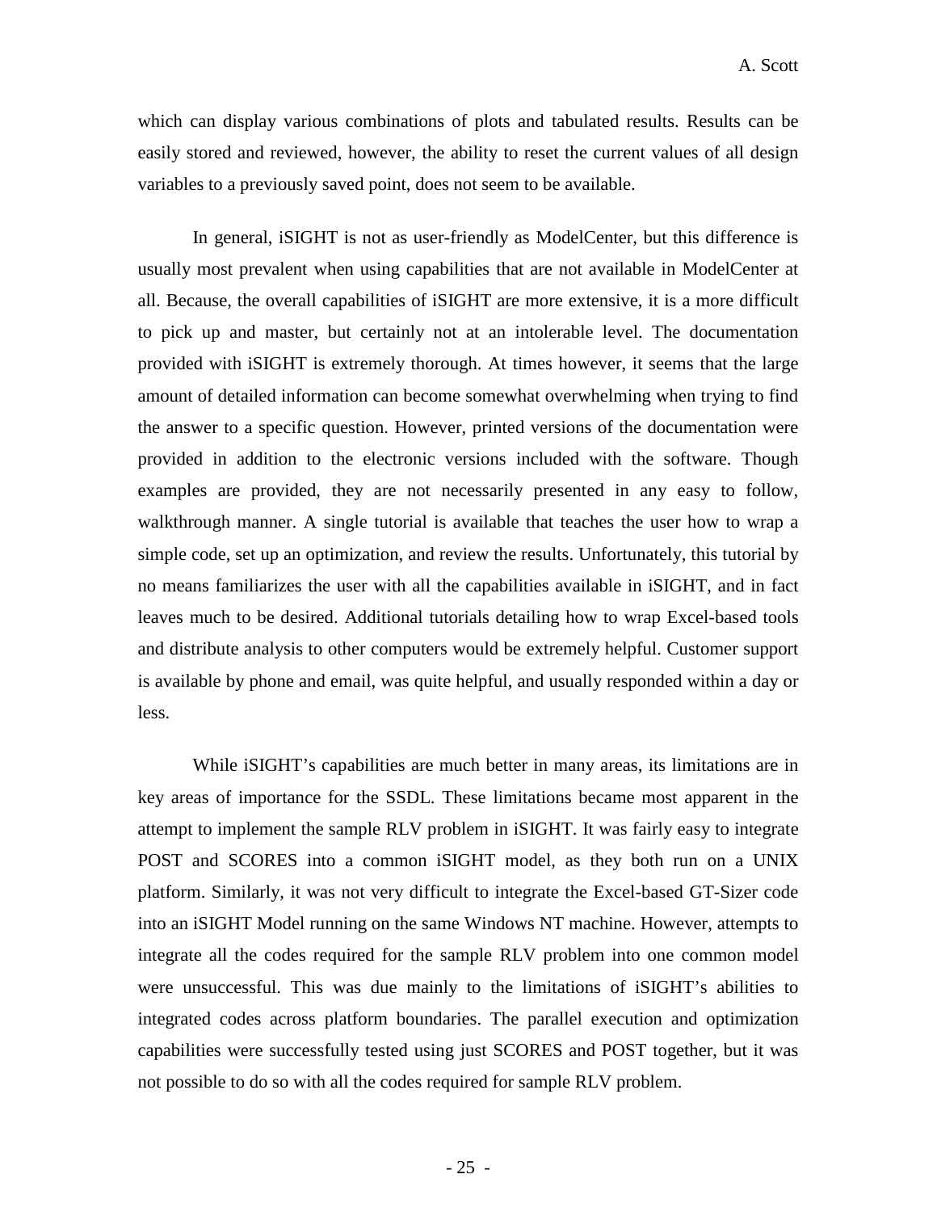which can display various combinations of plots and tabulated results. Results can be easily stored and reviewed, however, the ability to reset the current values of all design variables to a previously saved point, does not seem to be available.

In general, iSIGHT is not as user-friendly as ModelCenter, but this difference is usually most prevalent when using capabilities that are not available in ModelCenter at all. Because, the overall capabilities of iSIGHT are more extensive, it is a more difficult to pick up and master, but certainly not at an intolerable level. The documentation provided with iSIGHT is extremely thorough. At times however, it seems that the large amount of detailed information can become somewhat overwhelming when trying to find the answer to a specific question. However, printed versions of the documentation were provided in addition to the electronic versions included with the software. Though examples are provided, they are not necessarily presented in any easy to follow, walkthrough manner. A single tutorial is available that teaches the user how to wrap a simple code, set up an optimization, and review the results. Unfortunately, this tutorial by no means familiarizes the user with all the capabilities available in iSIGHT, and in fact leaves much to be desired. Additional tutorials detailing how to wrap Excel-based tools and distribute analysis to other computers would be extremely helpful. Customer support is available by phone and email, was quite helpful, and usually responded within a day or less.

While iSIGHT's capabilities are much better in many areas, its limitations are in key areas of importance for the SSDL. These limitations became most apparent in the attempt to implement the sample RLV problem in iSIGHT. It was fairly easy to integrate POST and SCORES into a common iSIGHT model, as they both run on a UNIX platform. Similarly, it was not very difficult to integrate the Excel-based GT-Sizer code into an iSIGHT Model running on the same Windows NT machine. However, attempts to integrate all the codes required for the sample RLV problem into one common model were unsuccessful. This was due mainly to the limitations of iSIGHT's abilities to integrated codes across platform boundaries. The parallel execution and optimization capabilities were successfully tested using just SCORES and POST together, but it was not possible to do so with all the codes required for sample RLV problem.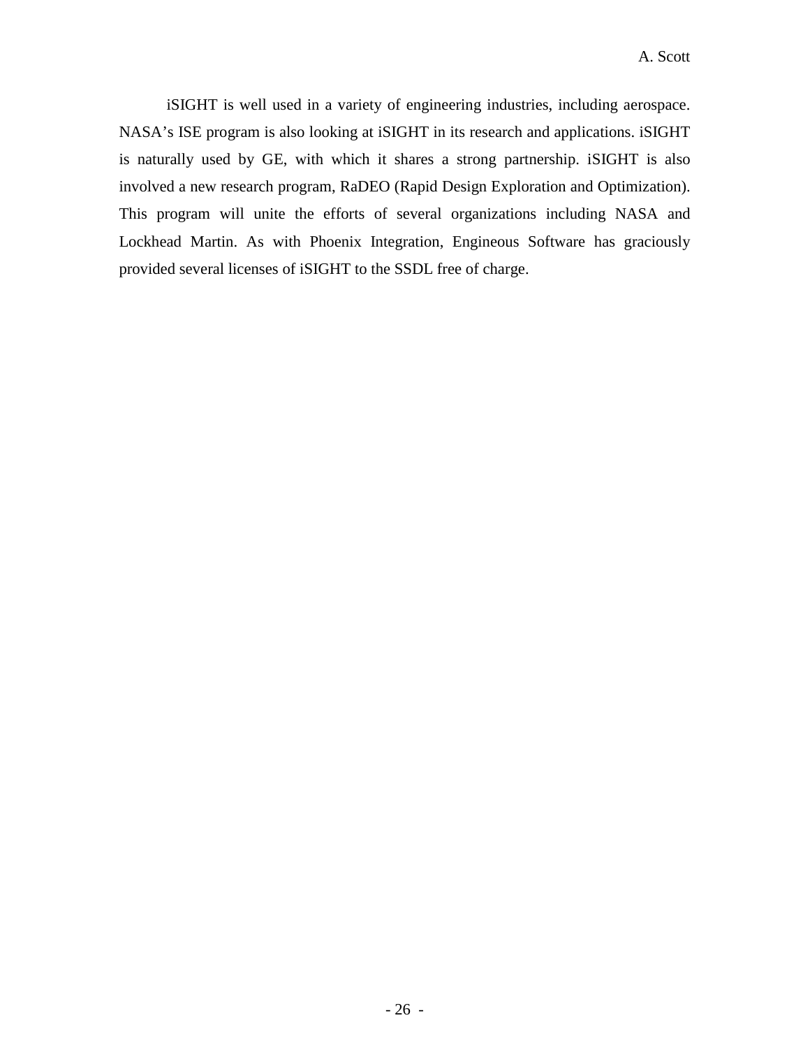iSIGHT is well used in a variety of engineering industries, including aerospace. NASA's ISE program is also looking at iSIGHT in its research and applications. iSIGHT is naturally used by GE, with which it shares a strong partnership. iSIGHT is also involved a new research program, RaDEO (Rapid Design Exploration and Optimization). This program will unite the efforts of several organizations including NASA and Lockhead Martin. As with Phoenix Integration, Engineous Software has graciously provided several licenses of iSIGHT to the SSDL free of charge.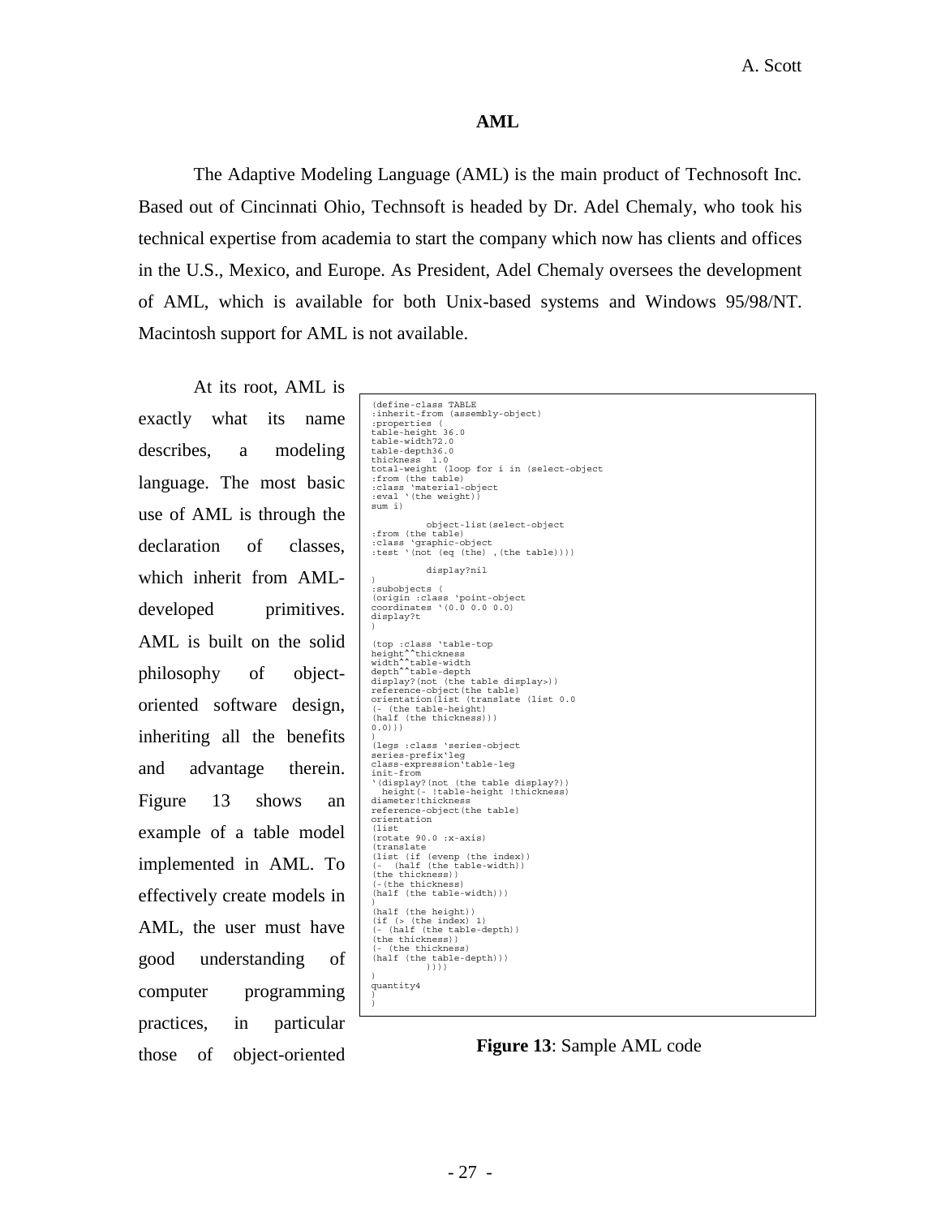## AML

The Adaptive Modeling Language (AML) is the main product of Technosoft Inc. Based out of Cincinnati Ohio, Technsoft is headed by Dr. Adel Chemaly, who took his technical expertise from academia to start the company which now has clients and offices in the U.S., Mexico, and Europe. As President, Adel Chemaly oversees the development of AML, which is available for both Unix-based systems and Windows 95/98/NT. Macintosh support for AML is not available.

At its root, AML is exactly what its name describes, a modeling language. The most basic use of AML is through the declaration of classes, which inherit from AML-developed primitives. AML is built on the solid philosophy of object-oriented software design, inheriting all the benefits and advantage therein. Figure 13 shows an example of a table model implemented in AML. To effectively create models in AML, the user must have good understanding of computer programming practices, in particular those of object-oriented

```
(define-class TABLE
:inherit-from (assembly-object)
:properties (
table-height 36.0
table-width72.0
table-depth36.0
thickness  1.0
total-weight (loop for i in (select-object
:from (the table)
:class 'material-object
:eval '(the weight))
sum i)

          object-list(select-object
:from (the table)
:class 'graphic-object
:test '(not (eq (the) ,(the table))))

          display?nil
)
:subobjects (
(origin :class 'point-object
coordinates '(0.0 0.0 0.0)
display?t
)

(top :class 'table-top
height^^thickness
width^^table-width
depth^^table-depth
display?(not (the table display>))
reference-object(the table)
orientation(list (translate (list 0.0
(- (the table-height)
(half (the thickness)))
0.0)))
)
(legs :class 'series-object
series-prefix'leg
class-expression'table-leg
init-from
'(display?(not (the table display?))
  height(- !table-height !thickness)
diameter!thickness
reference-object(the table)
orientation
(list
(rotate 90.0 :x-axis)
(translate
(list (if (evenp (the index))
(-  (half (the table-width))
(the thickness))
(-(the thickness)
(half (the table-width)))
)
(half (the height))
(if (> (the index) 1)
(- (half (the table-depth))
(the thickness))
(- (the thickness)
(half (the table-depth)))
         ))))
)
quantity4
)
)
```

**Figure 13**: Sample AML code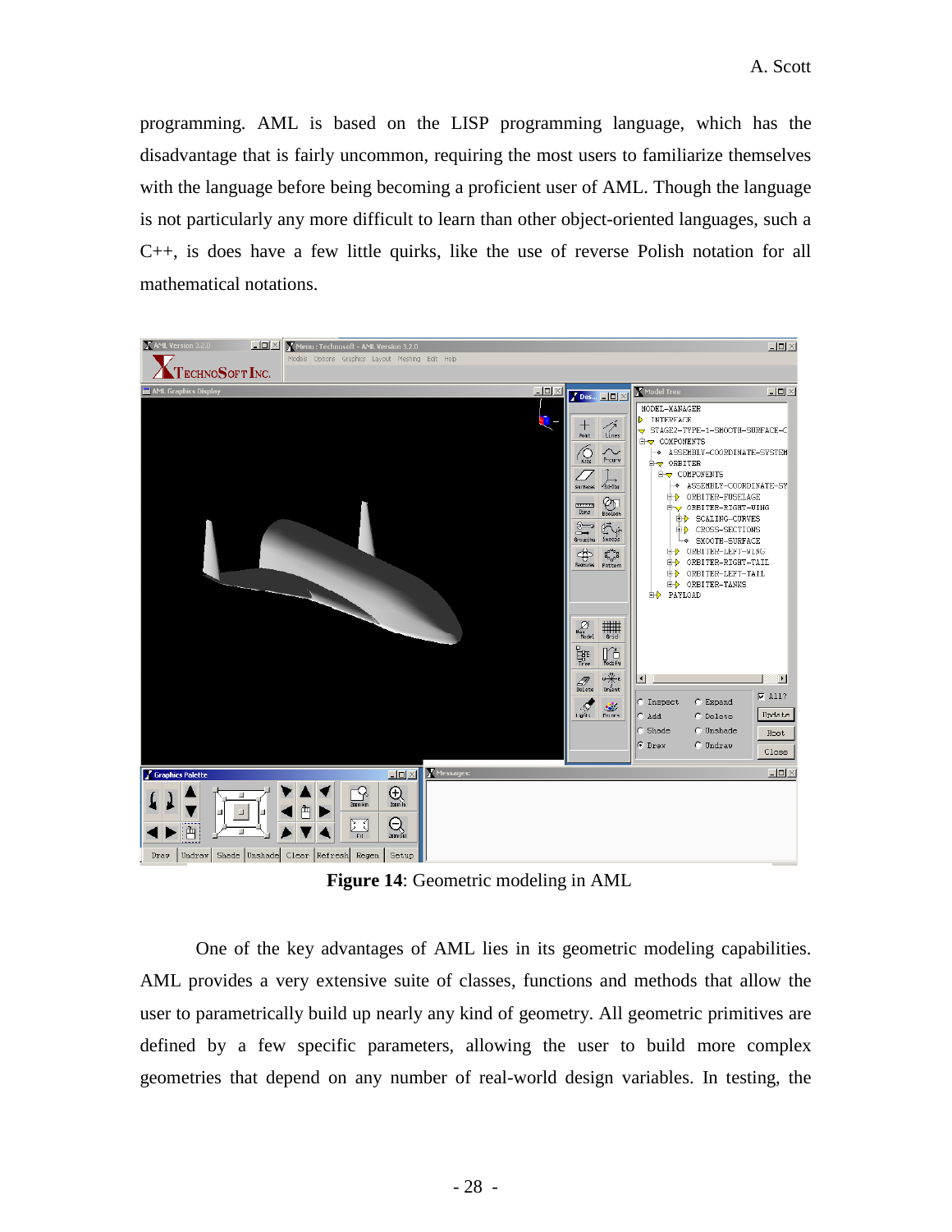programming. AML is based on the LISP programming language, which has the disadvantage that is fairly uncommon, requiring the most users to familiarize themselves with the language before being becoming a proficient user of AML. Though the language is not particularly any more difficult to learn than other object-oriented languages, such a C++, is does have a few little quirks, like the use of reverse Polish notation for all mathematical notations.

**Figure 14**: Geometric modeling in AML

One of the key advantages of AML lies in its geometric modeling capabilities. AML provides a very extensive suite of classes, functions and methods that allow the user to parametrically build up nearly any kind of geometry. All geometric primitives are defined by a few specific parameters, allowing the user to build more complex geometries that depend on any number of real-world design variables. In testing, the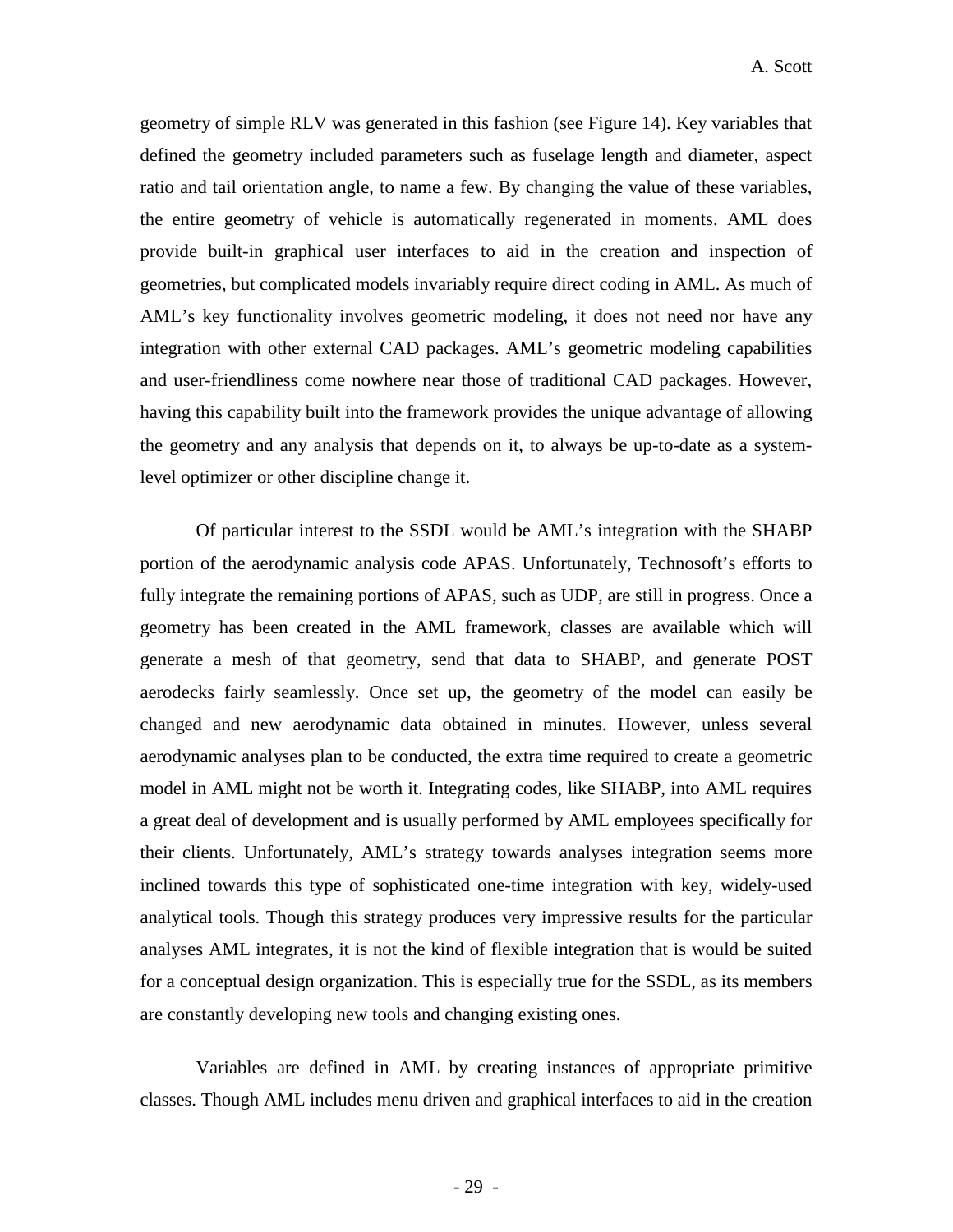geometry of simple RLV was generated in this fashion (see Figure 14). Key variables that defined the geometry included parameters such as fuselage length and diameter, aspect ratio and tail orientation angle, to name a few. By changing the value of these variables, the entire geometry of vehicle is automatically regenerated in moments. AML does provide built-in graphical user interfaces to aid in the creation and inspection of geometries, but complicated models invariably require direct coding in AML. As much of AML's key functionality involves geometric modeling, it does not need nor have any integration with other external CAD packages. AML's geometric modeling capabilities and user-friendliness come nowhere near those of traditional CAD packages. However, having this capability built into the framework provides the unique advantage of allowing the geometry and any analysis that depends on it, to always be up-to-date as a system-level optimizer or other discipline change it.

Of particular interest to the SSDL would be AML's integration with the SHABP portion of the aerodynamic analysis code APAS. Unfortunately, Technosoft's efforts to fully integrate the remaining portions of APAS, such as UDP, are still in progress. Once a geometry has been created in the AML framework, classes are available which will generate a mesh of that geometry, send that data to SHABP, and generate POST aerodecks fairly seamlessly. Once set up, the geometry of the model can easily be changed and new aerodynamic data obtained in minutes. However, unless several aerodynamic analyses plan to be conducted, the extra time required to create a geometric model in AML might not be worth it. Integrating codes, like SHABP, into AML requires a great deal of development and is usually performed by AML employees specifically for their clients. Unfortunately, AML's strategy towards analyses integration seems more inclined towards this type of sophisticated one-time integration with key, widely-used analytical tools. Though this strategy produces very impressive results for the particular analyses AML integrates, it is not the kind of flexible integration that is would be suited for a conceptual design organization. This is especially true for the SSDL, as its members are constantly developing new tools and changing existing ones.

Variables are defined in AML by creating instances of appropriate primitive classes. Though AML includes menu driven and graphical interfaces to aid in the creation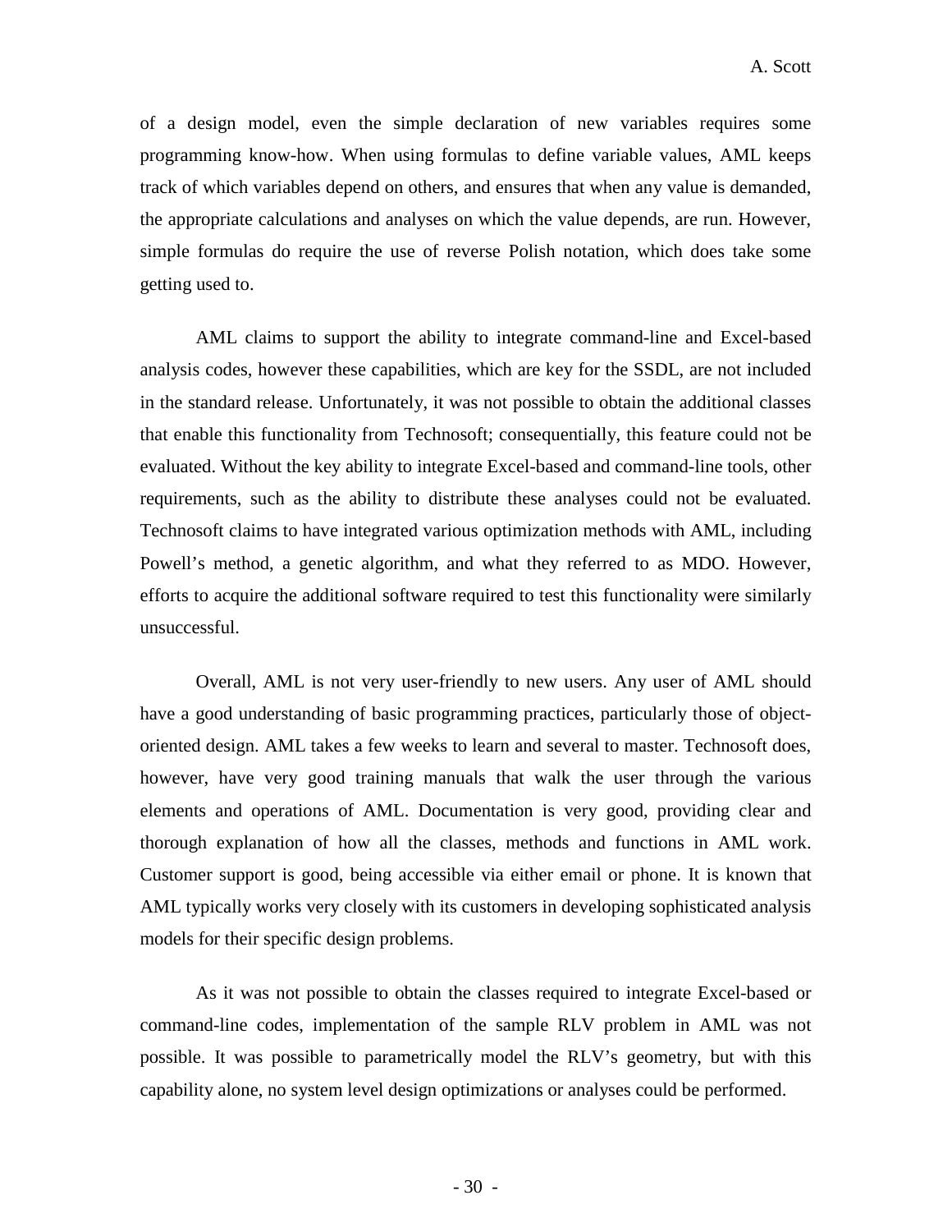of a design model, even the simple declaration of new variables requires some programming know-how. When using formulas to define variable values, AML keeps track of which variables depend on others, and ensures that when any value is demanded, the appropriate calculations and analyses on which the value depends, are run. However, simple formulas do require the use of reverse Polish notation, which does take some getting used to.

AML claims to support the ability to integrate command-line and Excel-based analysis codes, however these capabilities, which are key for the SSDL, are not included in the standard release. Unfortunately, it was not possible to obtain the additional classes that enable this functionality from Technosoft; consequentially, this feature could not be evaluated. Without the key ability to integrate Excel-based and command-line tools, other requirements, such as the ability to distribute these analyses could not be evaluated. Technosoft claims to have integrated various optimization methods with AML, including Powell's method, a genetic algorithm, and what they referred to as MDO. However, efforts to acquire the additional software required to test this functionality were similarly unsuccessful.

Overall, AML is not very user-friendly to new users. Any user of AML should have a good understanding of basic programming practices, particularly those of object-oriented design. AML takes a few weeks to learn and several to master. Technosoft does, however, have very good training manuals that walk the user through the various elements and operations of AML. Documentation is very good, providing clear and thorough explanation of how all the classes, methods and functions in AML work. Customer support is good, being accessible via either email or phone. It is known that AML typically works very closely with its customers in developing sophisticated analysis models for their specific design problems.

As it was not possible to obtain the classes required to integrate Excel-based or command-line codes, implementation of the sample RLV problem in AML was not possible. It was possible to parametrically model the RLV's geometry, but with this capability alone, no system level design optimizations or analyses could be performed.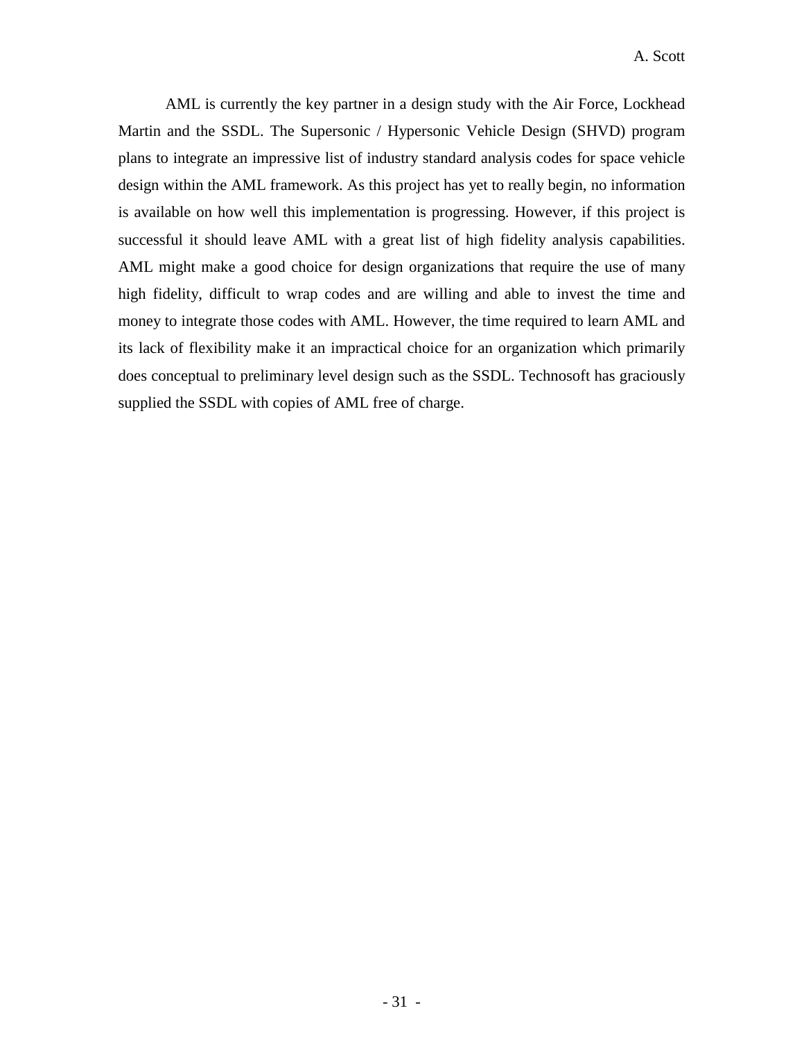AML is currently the key partner in a design study with the Air Force, Lockhead Martin and the SSDL. The Supersonic / Hypersonic Vehicle Design (SHVD) program plans to integrate an impressive list of industry standard analysis codes for space vehicle design within the AML framework. As this project has yet to really begin, no information is available on how well this implementation is progressing. However, if this project is successful it should leave AML with a great list of high fidelity analysis capabilities. AML might make a good choice for design organizations that require the use of many high fidelity, difficult to wrap codes and are willing and able to invest the time and money to integrate those codes with AML. However, the time required to learn AML and its lack of flexibility make it an impractical choice for an organization which primarily does conceptual to preliminary level design such as the SSDL. Technosoft has graciously supplied the SSDL with copies of AML free of charge.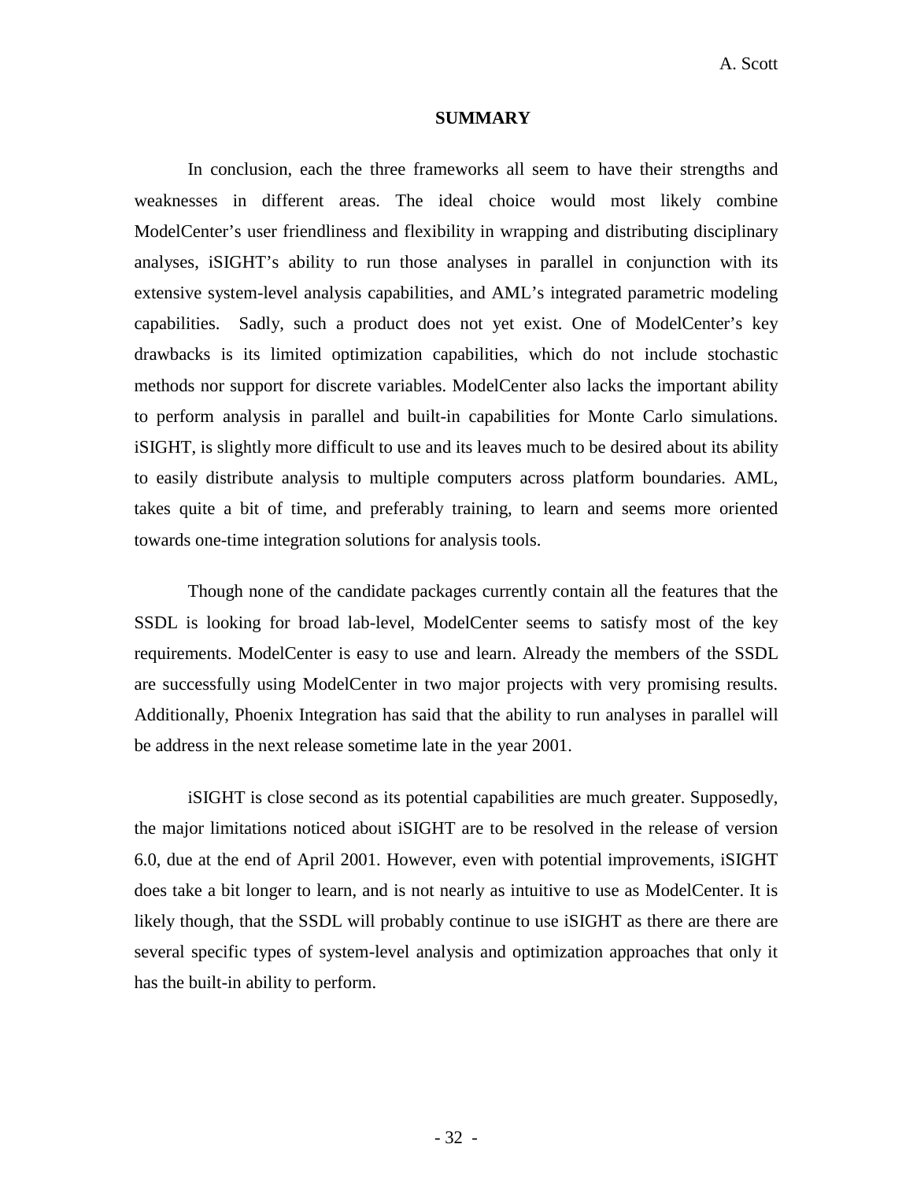## SUMMARY

In conclusion, each the three frameworks all seem to have their strengths and weaknesses in different areas. The ideal choice would most likely combine ModelCenter's user friendliness and flexibility in wrapping and distributing disciplinary analyses, iSIGHT's ability to run those analyses in parallel in conjunction with its extensive system-level analysis capabilities, and AML's integrated parametric modeling capabilities. Sadly, such a product does not yet exist. One of ModelCenter's key drawbacks is its limited optimization capabilities, which do not include stochastic methods nor support for discrete variables. ModelCenter also lacks the important ability to perform analysis in parallel and built-in capabilities for Monte Carlo simulations. iSIGHT, is slightly more difficult to use and its leaves much to be desired about its ability to easily distribute analysis to multiple computers across platform boundaries. AML, takes quite a bit of time, and preferably training, to learn and seems more oriented towards one-time integration solutions for analysis tools.

Though none of the candidate packages currently contain all the features that the SSDL is looking for broad lab-level, ModelCenter seems to satisfy most of the key requirements. ModelCenter is easy to use and learn. Already the members of the SSDL are successfully using ModelCenter in two major projects with very promising results. Additionally, Phoenix Integration has said that the ability to run analyses in parallel will be address in the next release sometime late in the year 2001.

iSIGHT is close second as its potential capabilities are much greater. Supposedly, the major limitations noticed about iSIGHT are to be resolved in the release of version 6.0, due at the end of April 2001. However, even with potential improvements, iSIGHT does take a bit longer to learn, and is not nearly as intuitive to use as ModelCenter. It is likely though, that the SSDL will probably continue to use iSIGHT as there are there are several specific types of system-level analysis and optimization approaches that only it has the built-in ability to perform.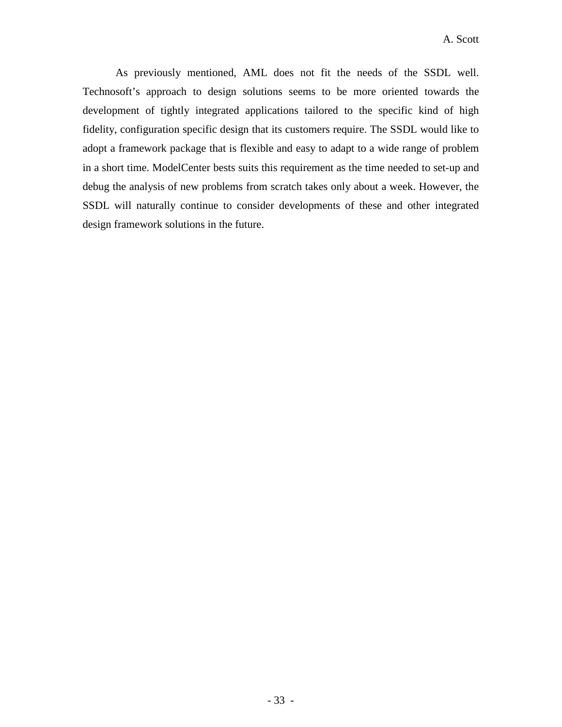As previously mentioned, AML does not fit the needs of the SSDL well. Technosoft's approach to design solutions seems to be more oriented towards the development of tightly integrated applications tailored to the specific kind of high fidelity, configuration specific design that its customers require. The SSDL would like to adopt a framework package that is flexible and easy to adapt to a wide range of problem in a short time. ModelCenter bests suits this requirement as the time needed to set-up and debug the analysis of new problems from scratch takes only about a week. However, the SSDL will naturally continue to consider developments of these and other integrated design framework solutions in the future.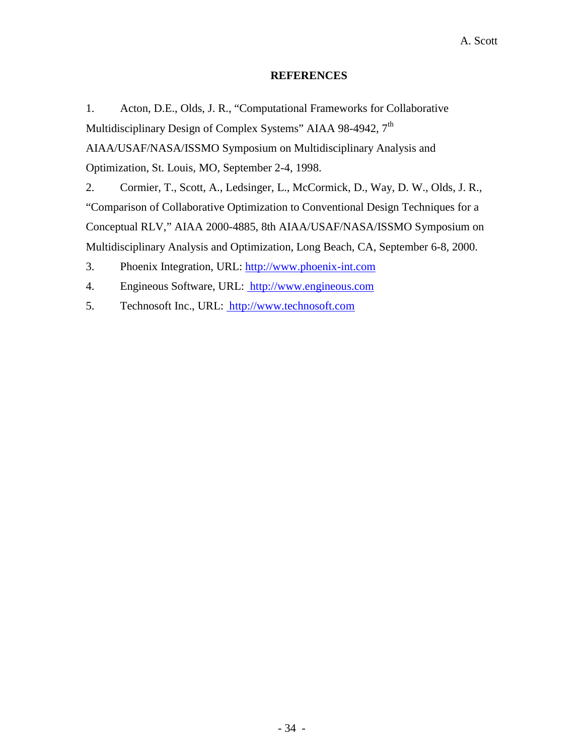## REFERENCES

1. Acton, D.E., Olds, J. R., "Computational Frameworks for Collaborative Multidisciplinary Design of Complex Systems" AIAA 98-4942, 7th AIAA/USAF/NASA/ISSMO Symposium on Multidisciplinary Analysis and Optimization, St. Louis, MO, September 2-4, 1998.
2. Cormier, T., Scott, A., Ledsinger, L., McCormick, D., Way, D. W., Olds, J. R., "Comparison of Collaborative Optimization to Conventional Design Techniques for a Conceptual RLV," AIAA 2000-4885, 8th AIAA/USAF/NASA/ISSMO Symposium on Multidisciplinary Analysis and Optimization, Long Beach, CA, September 6-8, 2000.
3. Phoenix Integration, URL: http://www.phoenix-int.com
4. Engineous Software, URL: http://www.engineous.com
5. Technosoft Inc., URL: http://www.technosoft.com